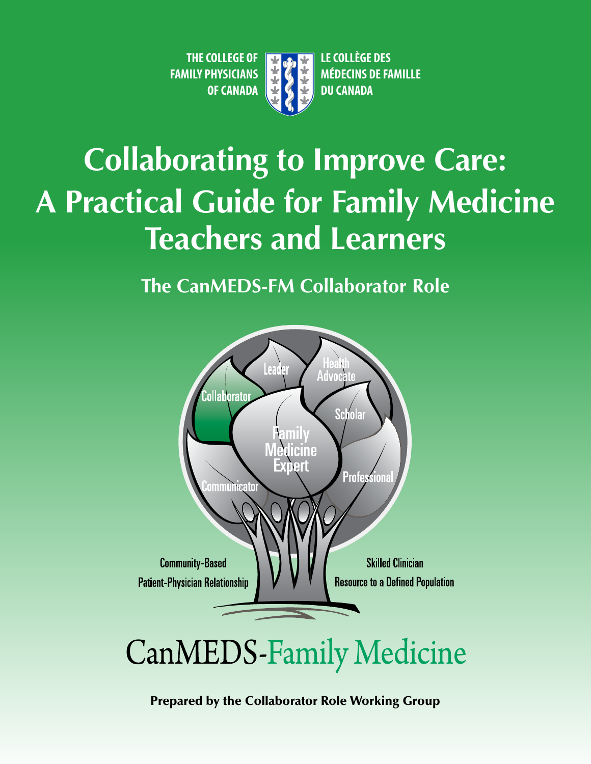THE COLLEGE OF FAMILY PHYSICIANS OF CANADA

LE COLLÈGE DES MÉDECINS DE FAMILLE DU CANADA

# Collaborating to Improve Care: A Practical Guide for Family Medicine Teachers and Learners

## The CanMEDS-FM Collaborator Role

Leader
Health Advocate
Collaborator
Scholar
Family Medicine Expert
Communicator
Professional

Community-Based
Patient-Physician Relationship
Skilled Clinician
Resource to a Defined Population

CanMEDS-Family Medicine

**Prepared by the Collaborator Role Working Group**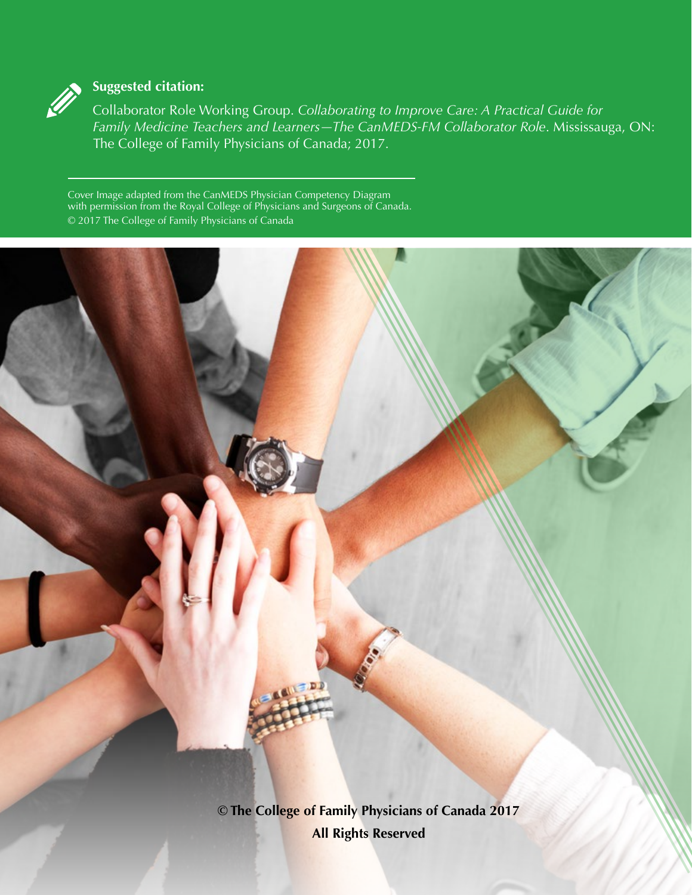**Suggested citation:**

Collaborator Role Working Group. *Collaborating to Improve Care: A Practical Guide for Family Medicine Teachers and Learners—The CanMEDS-FM Collaborator Role*. Mississauga, ON: The College of Family Physicians of Canada; 2017.

---

Cover Image adapted from the CanMEDS Physician Competency Diagram with permission from the Royal College of Physicians and Surgeons of Canada.
© 2017 The College of Family Physicians of Canada

**© The College of Family Physicians of Canada 2017**
**All Rights Reserved**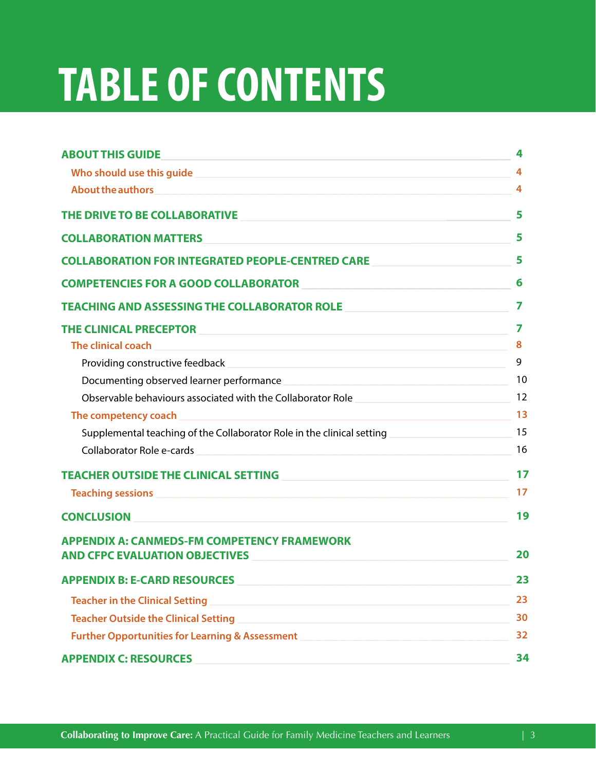# TABLE OF CONTENTS

- **ABOUT THIS GUIDE** — 4
  - Who should use this guide — 4
  - About the authors — 4
- **THE DRIVE TO BE COLLABORATIVE** — 5
- **COLLABORATION MATTERS** — 5
- **COLLABORATION FOR INTEGRATED PEOPLE-CENTRED CARE** — 5
- **COMPETENCIES FOR A GOOD COLLABORATOR** — 6
- **TEACHING AND ASSESSING THE COLLABORATOR ROLE** — 7
- **THE CLINICAL PRECEPTOR** — 7
  - The clinical coach — 8
    - Providing constructive feedback — 9
    - Documenting observed learner performance — 10
    - Observable behaviours associated with the Collaborator Role — 12
  - The competency coach — 13
    - Supplemental teaching of the Collaborator Role in the clinical setting — 15
    - Collaborator Role e-cards — 16
- **TEACHER OUTSIDE THE CLINICAL SETTING** — 17
  - Teaching sessions — 17
- **CONCLUSION** — 19
- **APPENDIX A: CANMEDS-FM COMPETENCY FRAMEWORK AND CFPC EVALUATION OBJECTIVES** — 20
- **APPENDIX B: E-CARD RESOURCES** — 23
  - Teacher in the Clinical Setting — 23
  - Teacher Outside the Clinical Setting — 30
  - Further Opportunities for Learning & Assessment — 32
- **APPENDIX C: RESOURCES** — 34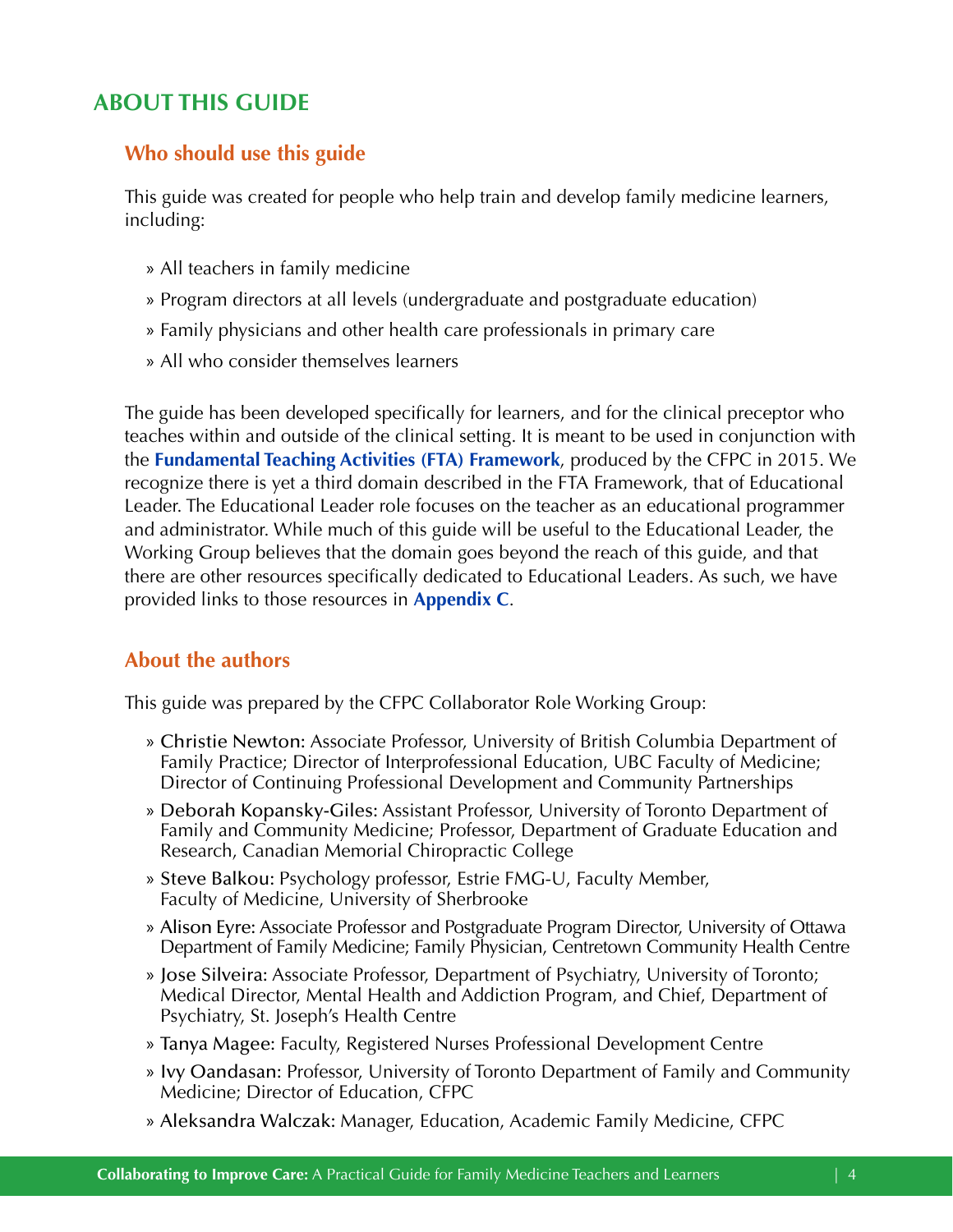## ABOUT THIS GUIDE

### Who should use this guide

This guide was created for people who help train and develop family medicine learners, including:

- All teachers in family medicine
- Program directors at all levels (undergraduate and postgraduate education)
- Family physicians and other health care professionals in primary care
- All who consider themselves learners

The guide has been developed specifically for learners, and for the clinical preceptor who teaches within and outside of the clinical setting. It is meant to be used in conjunction with the **Fundamental Teaching Activities (FTA) Framework**, produced by the CFPC in 2015. We recognize there is yet a third domain described in the FTA Framework, that of Educational Leader. The Educational Leader role focuses on the teacher as an educational programmer and administrator. While much of this guide will be useful to the Educational Leader, the Working Group believes that the domain goes beyond the reach of this guide, and that there are other resources specifically dedicated to Educational Leaders. As such, we have provided links to those resources in **Appendix C**.

### About the authors

This guide was prepared by the CFPC Collaborator Role Working Group:

- Christie Newton: Associate Professor, University of British Columbia Department of Family Practice; Director of Interprofessional Education, UBC Faculty of Medicine; Director of Continuing Professional Development and Community Partnerships
- Deborah Kopansky-Giles: Assistant Professor, University of Toronto Department of Family and Community Medicine; Professor, Department of Graduate Education and Research, Canadian Memorial Chiropractic College
- Steve Balkou: Psychology professor, Estrie FMG-U, Faculty Member, Faculty of Medicine, University of Sherbrooke
- Alison Eyre: Associate Professor and Postgraduate Program Director, University of Ottawa Department of Family Medicine; Family Physician, Centretown Community Health Centre
- Jose Silveira: Associate Professor, Department of Psychiatry, University of Toronto; Medical Director, Mental Health and Addiction Program, and Chief, Department of Psychiatry, St. Joseph's Health Centre
- Tanya Magee: Faculty, Registered Nurses Professional Development Centre
- Ivy Oandasan: Professor, University of Toronto Department of Family and Community Medicine; Director of Education, CFPC
- Aleksandra Walczak: Manager, Education, Academic Family Medicine, CFPC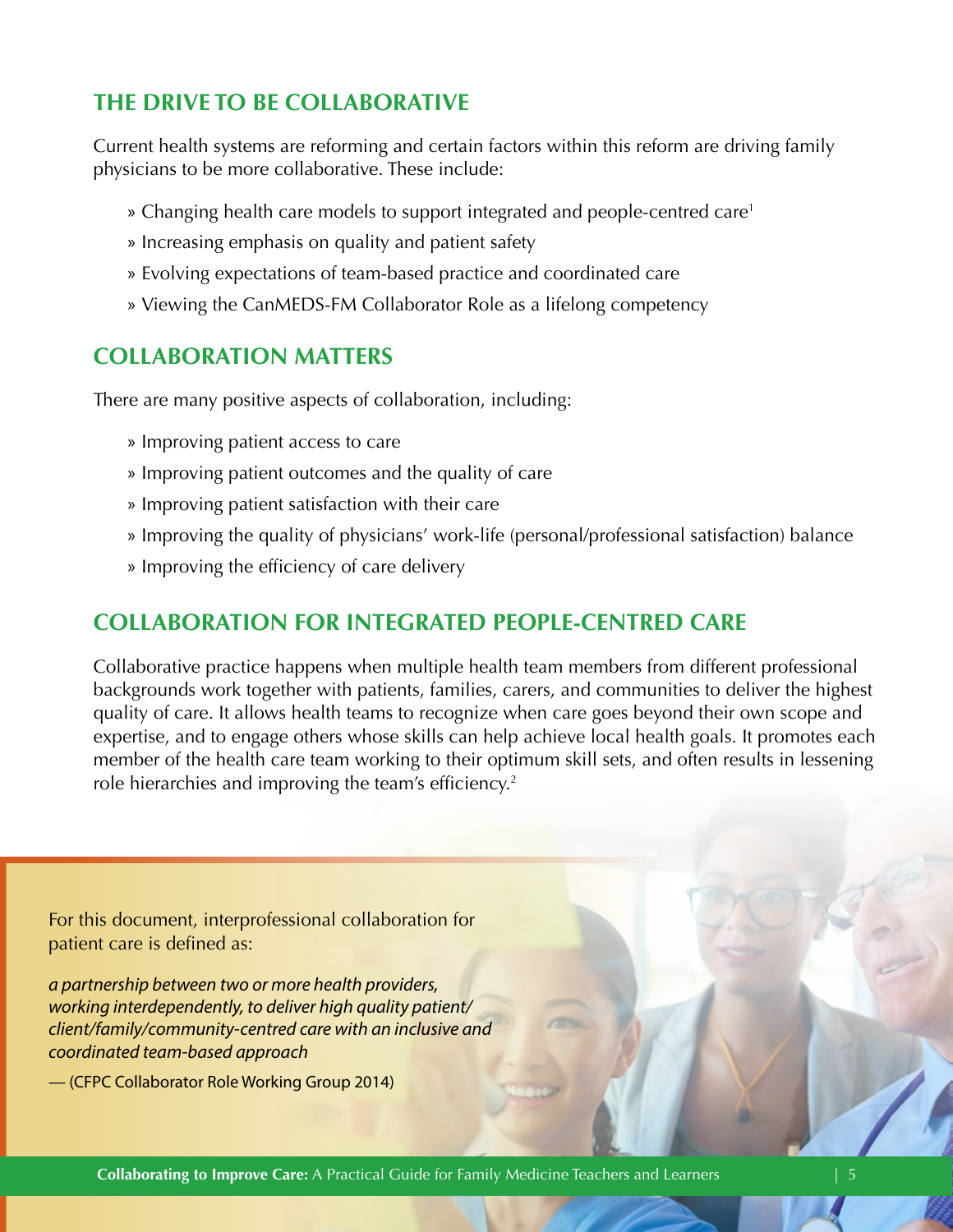## THE DRIVE TO BE COLLABORATIVE

Current health systems are reforming and certain factors within this reform are driving family physicians to be more collaborative. These include:

- Changing health care models to support integrated and people-centred care[1]
- Increasing emphasis on quality and patient safety
- Evolving expectations of team-based practice and coordinated care
- Viewing the CanMEDS-FM Collaborator Role as a lifelong competency

## COLLABORATION MATTERS

There are many positive aspects of collaboration, including:

- Improving patient access to care
- Improving patient outcomes and the quality of care
- Improving patient satisfaction with their care
- Improving the quality of physicians' work-life (personal/professional satisfaction) balance
- Improving the efficiency of care delivery

## COLLABORATION FOR INTEGRATED PEOPLE-CENTRED CARE

Collaborative practice happens when multiple health team members from different professional backgrounds work together with patients, families, carers, and communities to deliver the highest quality of care. It allows health teams to recognize when care goes beyond their own scope and expertise, and to engage others whose skills can help achieve local health goals. It promotes each member of the health care team working to their optimum skill sets, and often results in lessening role hierarchies and improving the team's efficiency.[2]

For this document, interprofessional collaboration for patient care is defined as:

*a partnership between two or more health providers, working interdependently, to deliver high quality patient/client/family/community-centred care with an inclusive and coordinated team-based approach*

— (CFPC Collaborator Role Working Group 2014)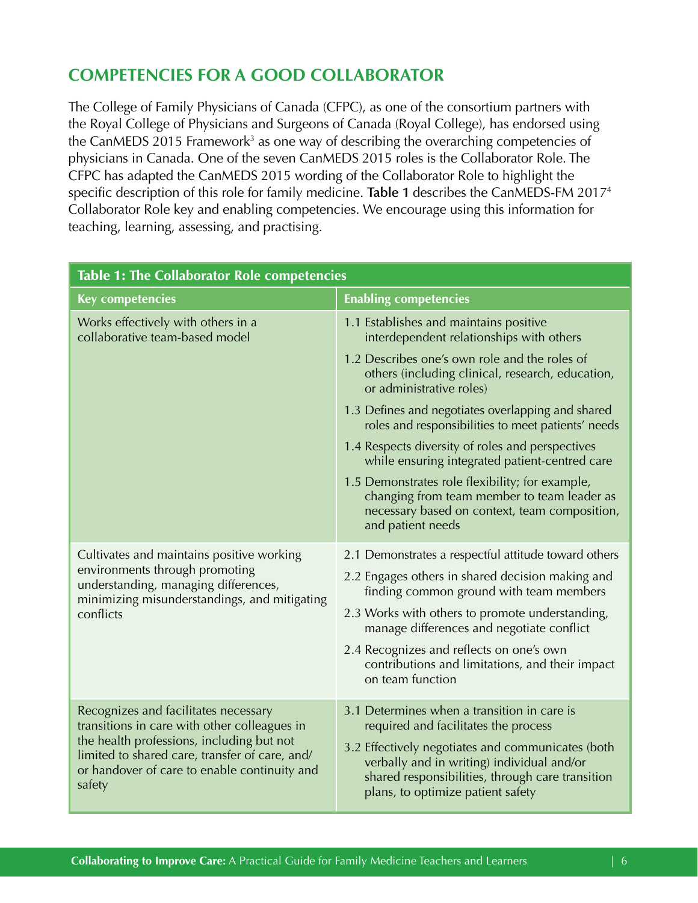## COMPETENCIES FOR A GOOD COLLABORATOR

The College of Family Physicians of Canada (CFPC), as one of the consortium partners with the Royal College of Physicians and Surgeons of Canada (Royal College), has endorsed using the CanMEDS 2015 Framework[3] as one way of describing the overarching competencies of physicians in Canada. One of the seven CanMEDS 2015 roles is the Collaborator Role. The CFPC has adapted the CanMEDS 2015 wording of the Collaborator Role to highlight the specific description of this role for family medicine. **Table 1** describes the CanMEDS-FM 2017[4] Collaborator Role key and enabling competencies. We encourage using this information for teaching, learning, assessing, and practising.

**Table 1: The Collaborator Role competencies**

| Key competencies | Enabling competencies |
|---|---|
| Works effectively with others in a collaborative team-based model | 1.1 Establishes and maintains positive interdependent relationships with others<br>1.2 Describes one's own role and the roles of others (including clinical, research, education, or administrative roles)<br>1.3 Defines and negotiates overlapping and shared roles and responsibilities to meet patients' needs<br>1.4 Respects diversity of roles and perspectives while ensuring integrated patient-centred care<br>1.5 Demonstrates role flexibility; for example, changing from team member to team leader as necessary based on context, team composition, and patient needs |
| Cultivates and maintains positive working environments through promoting understanding, managing differences, minimizing misunderstandings, and mitigating conflicts | 2.1 Demonstrates a respectful attitude toward others<br>2.2 Engages others in shared decision making and finding common ground with team members<br>2.3 Works with others to promote understanding, manage differences and negotiate conflict<br>2.4 Recognizes and reflects on one's own contributions and limitations, and their impact on team function |
| Recognizes and facilitates necessary transitions in care with other colleagues in the health professions, including but not limited to shared care, transfer of care, and/or handover of care to enable continuity and safety | 3.1 Determines when a transition in care is required and facilitates the process<br>3.2 Effectively negotiates and communicates (both verbally and in writing) individual and/or shared responsibilities, through care transition plans, to optimize patient safety |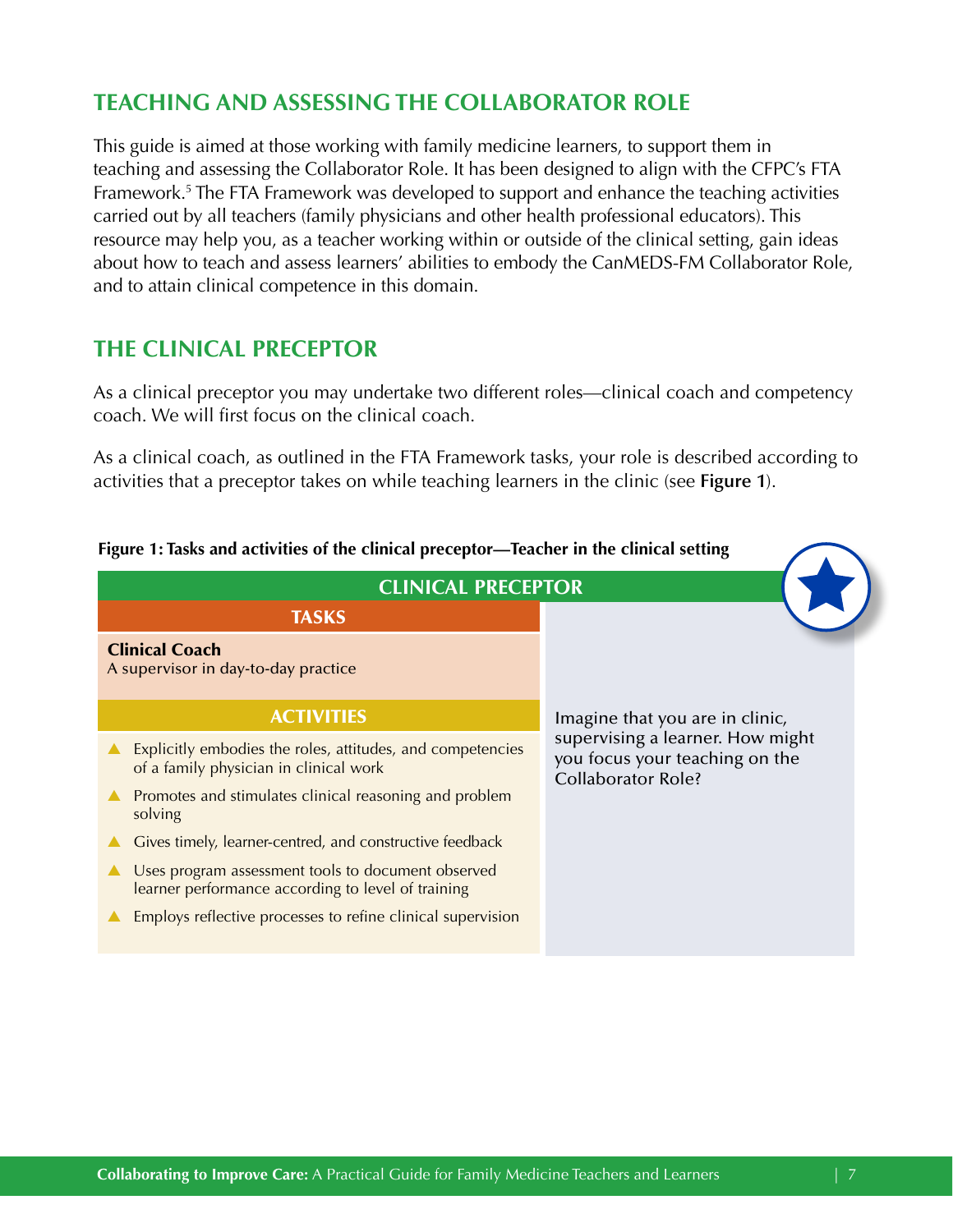## TEACHING AND ASSESSING THE COLLABORATOR ROLE

This guide is aimed at those working with family medicine learners, to support them in teaching and assessing the Collaborator Role. It has been designed to align with the CFPC's FTA Framework.[5] The FTA Framework was developed to support and enhance the teaching activities carried out by all teachers (family physicians and other health professional educators). This resource may help you, as a teacher working within or outside of the clinical setting, gain ideas about how to teach and assess learners' abilities to embody the CanMEDS-FM Collaborator Role, and to attain clinical competence in this domain.

## THE CLINICAL PRECEPTOR

As a clinical preceptor you may undertake two different roles—clinical coach and competency coach. We will first focus on the clinical coach.

As a clinical coach, as outlined in the FTA Framework tasks, your role is described according to activities that a preceptor takes on while teaching learners in the clinic (see **Figure 1**).

**Figure 1: Tasks and activities of the clinical preceptor—Teacher in the clinical setting**

**CLINICAL PRECEPTOR**

**TASKS**

**Clinical Coach**
A supervisor in day-to-day practice

**ACTIVITIES**

- Explicitly embodies the roles, attitudes, and competencies of a family physician in clinical work
- Promotes and stimulates clinical reasoning and problem solving
- Gives timely, learner-centred, and constructive feedback
- Uses program assessment tools to document observed learner performance according to level of training
- Employs reflective processes to refine clinical supervision

Imagine that you are in clinic, supervising a learner. How might you focus your teaching on the Collaborator Role?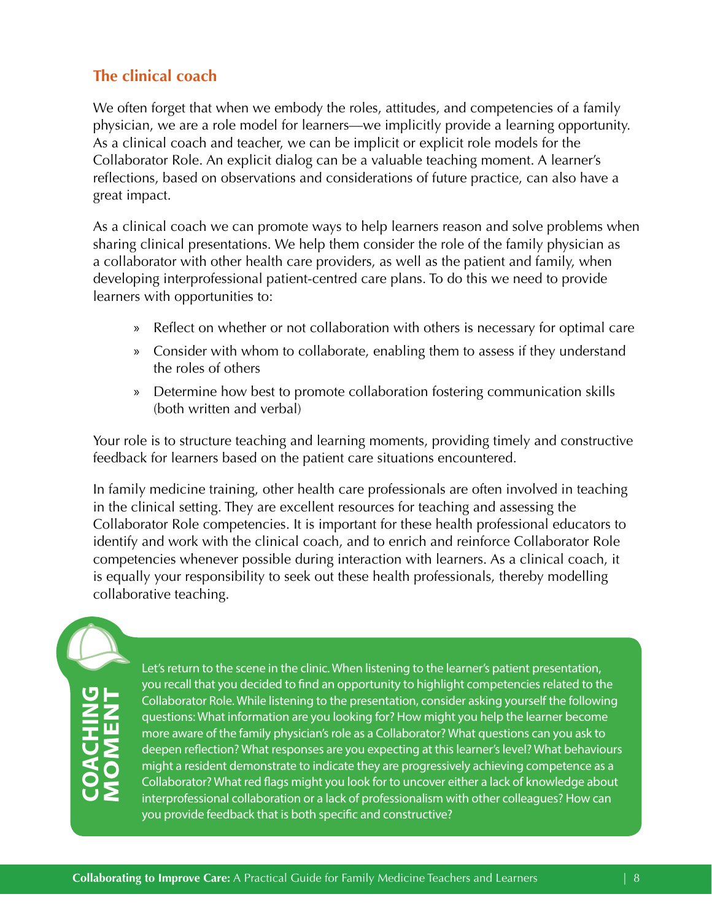## The clinical coach

We often forget that when we embody the roles, attitudes, and competencies of a family physician, we are a role model for learners—we implicitly provide a learning opportunity. As a clinical coach and teacher, we can be implicit or explicit role models for the Collaborator Role. An explicit dialog can be a valuable teaching moment. A learner's reflections, based on observations and considerations of future practice, can also have a great impact.

As a clinical coach we can promote ways to help learners reason and solve problems when sharing clinical presentations. We help them consider the role of the family physician as a collaborator with other health care providers, as well as the patient and family, when developing interprofessional patient-centred care plans. To do this we need to provide learners with opportunities to:

- Reflect on whether or not collaboration with others is necessary for optimal care
- Consider with whom to collaborate, enabling them to assess if they understand the roles of others
- Determine how best to promote collaboration fostering communication skills (both written and verbal)

Your role is to structure teaching and learning moments, providing timely and constructive feedback for learners based on the patient care situations encountered.

In family medicine training, other health care professionals are often involved in teaching in the clinical setting. They are excellent resources for teaching and assessing the Collaborator Role competencies. It is important for these health professional educators to identify and work with the clinical coach, and to enrich and reinforce Collaborator Role competencies whenever possible during interaction with learners. As a clinical coach, it is equally your responsibility to seek out these health professionals, thereby modelling collaborative teaching.

**COACHING MOMENT**

Let's return to the scene in the clinic. When listening to the learner's patient presentation, you recall that you decided to find an opportunity to highlight competencies related to the Collaborator Role. While listening to the presentation, consider asking yourself the following questions: What information are you looking for? How might you help the learner become more aware of the family physician's role as a Collaborator? What questions can you ask to deepen reflection? What responses are you expecting at this learner's level? What behaviours might a resident demonstrate to indicate they are progressively achieving competence as a Collaborator? What red flags might you look for to uncover either a lack of knowledge about interprofessional collaboration or a lack of professionalism with other colleagues? How can you provide feedback that is both specific and constructive?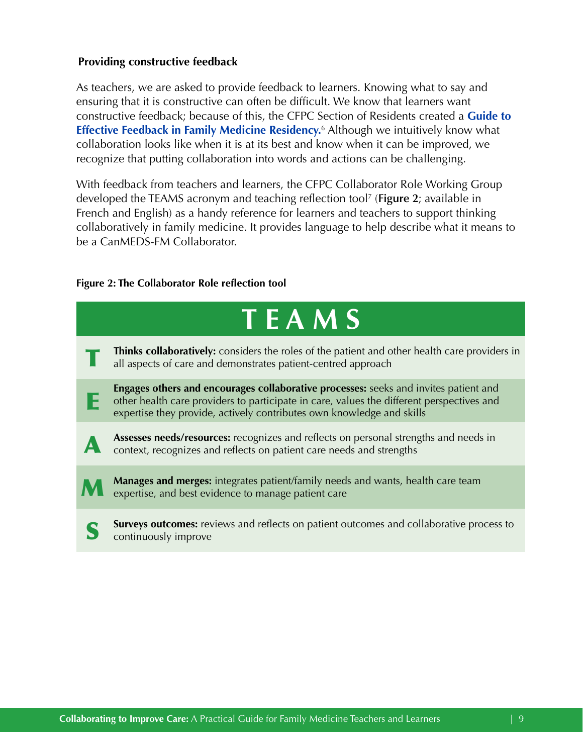### Providing constructive feedback

As teachers, we are asked to provide feedback to learners. Knowing what to say and ensuring that it is constructive can often be difficult. We know that learners want constructive feedback; because of this, the CFPC Section of Residents created a **Guide to Effective Feedback in Family Medicine Residency.**[6] Although we intuitively know what collaboration looks like when it is at its best and know when it can be improved, we recognize that putting collaboration into words and actions can be challenging.

With feedback from teachers and learners, the CFPC Collaborator Role Working Group developed the TEAMS acronym and teaching reflection tool[7] (**Figure 2**; available in French and English) as a handy reference for learners and teachers to support thinking collaboratively in family medicine. It provides language to help describe what it means to be a CanMEDS-FM Collaborator.

**Figure 2: The Collaborator Role reflection tool**

| TEAMS | |
|---|---|
| **T** | **Thinks collaboratively:** considers the roles of the patient and other health care providers in all aspects of care and demonstrates patient-centred approach |
| **E** | **Engages others and encourages collaborative processes:** seeks and invites patient and other health care providers to participate in care, values the different perspectives and expertise they provide, actively contributes own knowledge and skills |
| **A** | **Assesses needs/resources:** recognizes and reflects on personal strengths and needs in context, recognizes and reflects on patient care needs and strengths |
| **M** | **Manages and merges:** integrates patient/family needs and wants, health care team expertise, and best evidence to manage patient care |
| **S** | **Surveys outcomes:** reviews and reflects on patient outcomes and collaborative process to continuously improve |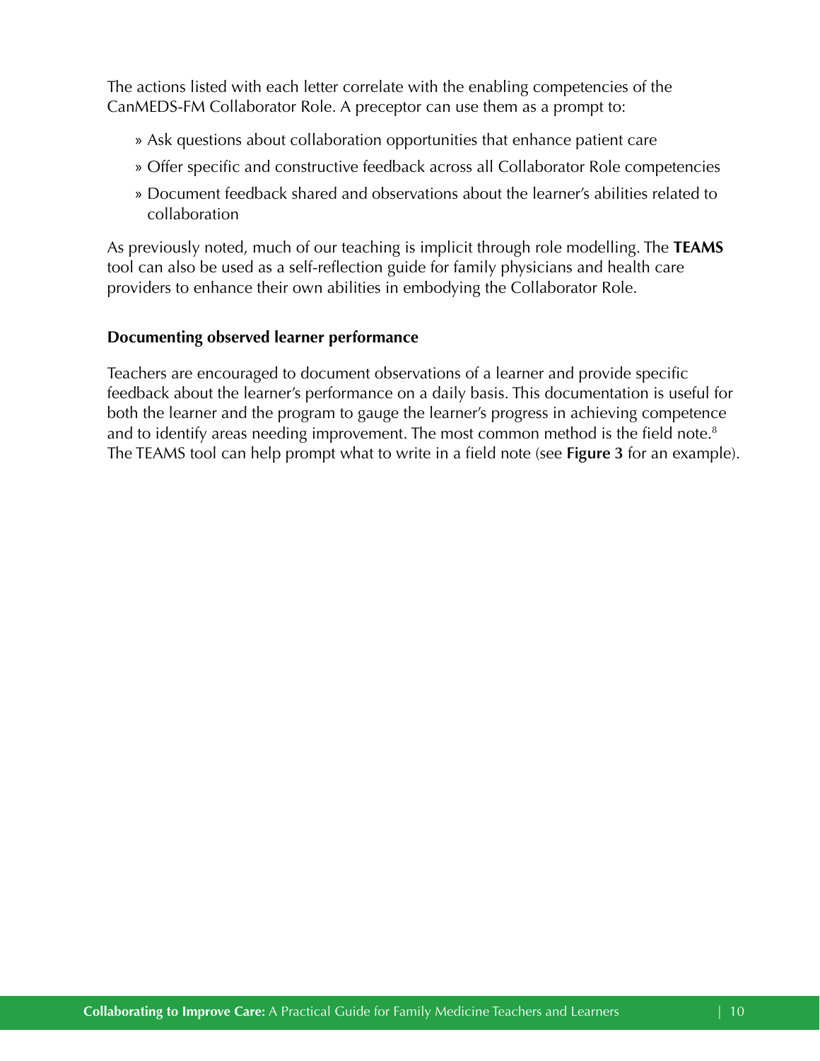The actions listed with each letter correlate with the enabling competencies of the CanMEDS-FM Collaborator Role. A preceptor can use them as a prompt to:

- Ask questions about collaboration opportunities that enhance patient care
- Offer specific and constructive feedback across all Collaborator Role competencies
- Document feedback shared and observations about the learner's abilities related to collaboration

As previously noted, much of our teaching is implicit through role modelling. The **TEAMS** tool can also be used as a self-reflection guide for family physicians and health care providers to enhance their own abilities in embodying the Collaborator Role.

### Documenting observed learner performance

Teachers are encouraged to document observations of a learner and provide specific feedback about the learner's performance on a daily basis. This documentation is useful for both the learner and the program to gauge the learner's progress in achieving competence and to identify areas needing improvement. The most common method is the field note.[8] The TEAMS tool can help prompt what to write in a field note (see **Figure 3** for an example).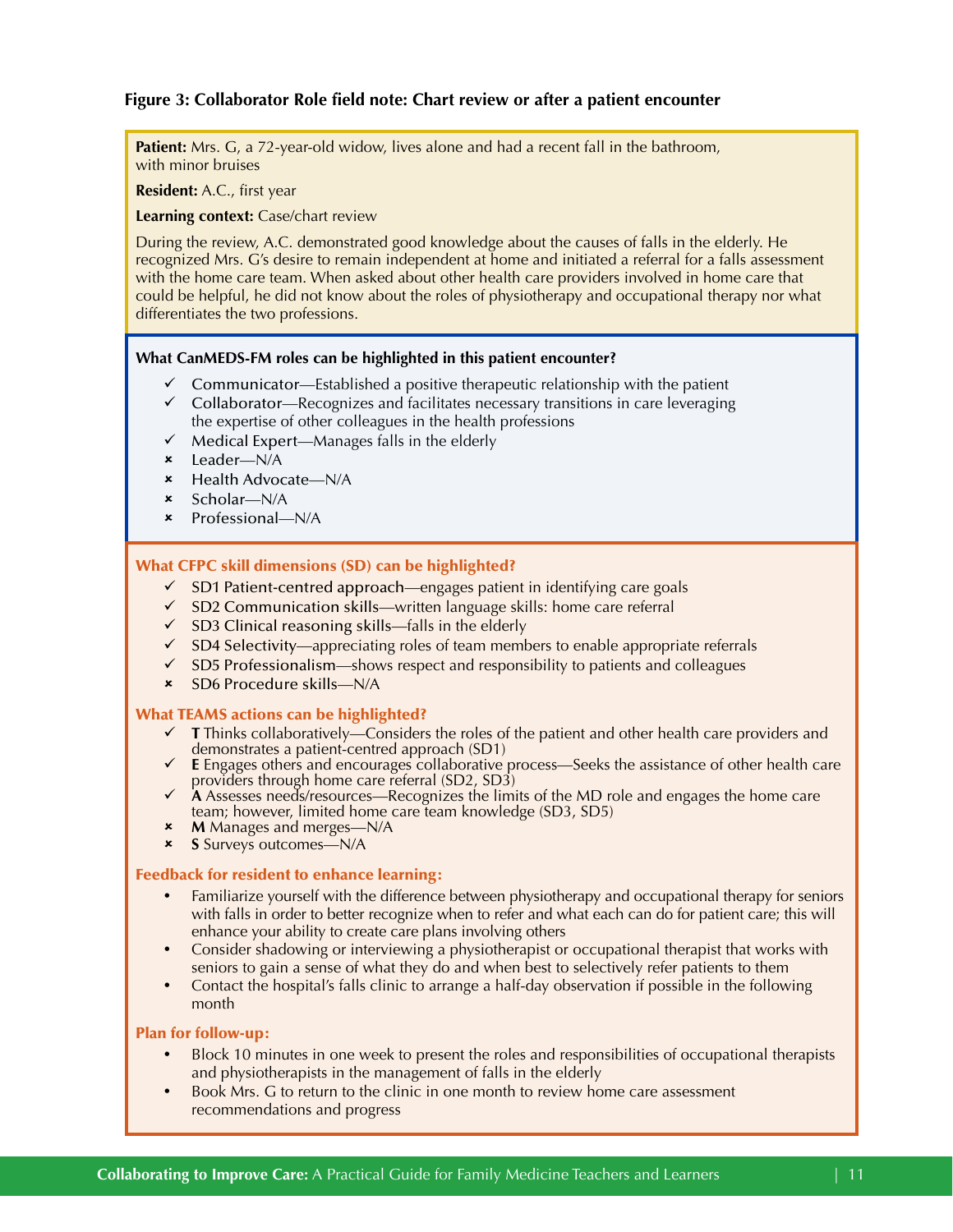**Figure 3: Collaborator Role field note: Chart review or after a patient encounter**

**Patient:** Mrs. G, a 72-year-old widow, lives alone and had a recent fall in the bathroom, with minor bruises

**Resident:** A.C., first year

**Learning context:** Case/chart review

During the review, A.C. demonstrated good knowledge about the causes of falls in the elderly. He recognized Mrs. G's desire to remain independent at home and initiated a referral for a falls assessment with the home care team. When asked about other health care providers involved in home care that could be helpful, he did not know about the roles of physiotherapy and occupational therapy nor what differentiates the two professions.

**What CanMEDS-FM roles can be highlighted in this patient encounter?**

- ✓ Communicator—Established a positive therapeutic relationship with the patient
- ✓ Collaborator—Recognizes and facilitates necessary transitions in care leveraging the expertise of other colleagues in the health professions
- ✓ Medical Expert—Manages falls in the elderly
- ✗ Leader—N/A
- ✗ Health Advocate—N/A
- ✗ Scholar—N/A
- ✗ Professional—N/A

**What CFPC skill dimensions (SD) can be highlighted?**

- ✓ SD1 Patient-centred approach—engages patient in identifying care goals
- ✓ SD2 Communication skills—written language skills: home care referral
- ✓ SD3 Clinical reasoning skills—falls in the elderly
- ✓ SD4 Selectivity—appreciating roles of team members to enable appropriate referrals
- ✓ SD5 Professionalism—shows respect and responsibility to patients and colleagues
- ✗ SD6 Procedure skills—N/A

**What TEAMS actions can be highlighted?**

- ✓ **T** Thinks collaboratively—Considers the roles of the patient and other health care providers and demonstrates a patient-centred approach (SD1)
- ✓ **E** Engages others and encourages collaborative process—Seeks the assistance of other health care providers through home care referral (SD2, SD3)
- ✓ **A** Assesses needs/resources—Recognizes the limits of the MD role and engages the home care team; however, limited home care team knowledge (SD3, SD5)
- ✗ **M** Manages and merges—N/A
- ✗ **S** Surveys outcomes—N/A

**Feedback for resident to enhance learning:**

- Familiarize yourself with the difference between physiotherapy and occupational therapy for seniors with falls in order to better recognize when to refer and what each can do for patient care; this will enhance your ability to create care plans involving others
- Consider shadowing or interviewing a physiotherapist or occupational therapist that works with seniors to gain a sense of what they do and when best to selectively refer patients to them
- Contact the hospital's falls clinic to arrange a half-day observation if possible in the following month

**Plan for follow-up:**

- Block 10 minutes in one week to present the roles and responsibilities of occupational therapists and physiotherapists in the management of falls in the elderly
- Book Mrs. G to return to the clinic in one month to review home care assessment recommendations and progress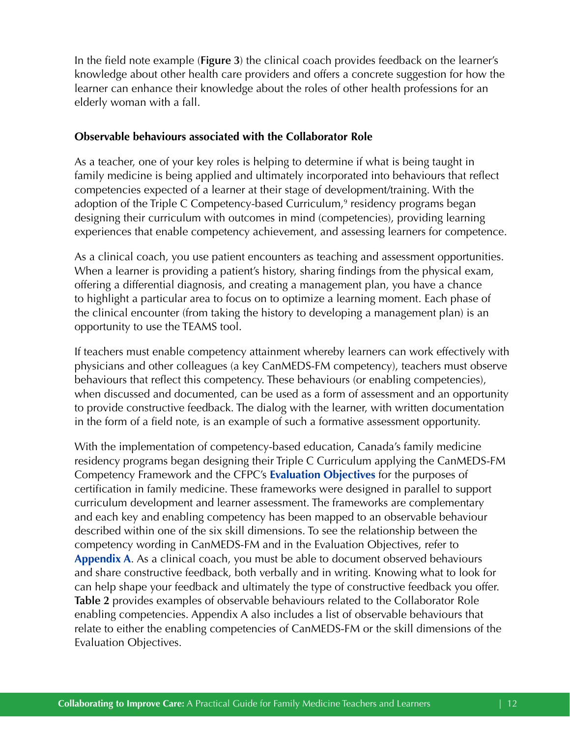In the field note example (**Figure 3**) the clinical coach provides feedback on the learner's knowledge about other health care providers and offers a concrete suggestion for how the learner can enhance their knowledge about the roles of other health professions for an elderly woman with a fall.

**Observable behaviours associated with the Collaborator Role**

As a teacher, one of your key roles is helping to determine if what is being taught in family medicine is being applied and ultimately incorporated into behaviours that reflect competencies expected of a learner at their stage of development/training. With the adoption of the Triple C Competency-based Curriculum,[9] residency programs began designing their curriculum with outcomes in mind (competencies), providing learning experiences that enable competency achievement, and assessing learners for competence.

As a clinical coach, you use patient encounters as teaching and assessment opportunities. When a learner is providing a patient's history, sharing findings from the physical exam, offering a differential diagnosis, and creating a management plan, you have a chance to highlight a particular area to focus on to optimize a learning moment. Each phase of the clinical encounter (from taking the history to developing a management plan) is an opportunity to use the TEAMS tool.

If teachers must enable competency attainment whereby learners can work effectively with physicians and other colleagues (a key CanMEDS-FM competency), teachers must observe behaviours that reflect this competency. These behaviours (or enabling competencies), when discussed and documented, can be used as a form of assessment and an opportunity to provide constructive feedback. The dialog with the learner, with written documentation in the form of a field note, is an example of such a formative assessment opportunity.

With the implementation of competency-based education, Canada's family medicine residency programs began designing their Triple C Curriculum applying the CanMEDS-FM Competency Framework and the CFPC's **Evaluation Objectives** for the purposes of certification in family medicine. These frameworks were designed in parallel to support curriculum development and learner assessment. The frameworks are complementary and each key and enabling competency has been mapped to an observable behaviour described within one of the six skill dimensions. To see the relationship between the competency wording in CanMEDS-FM and in the Evaluation Objectives, refer to **Appendix A**. As a clinical coach, you must be able to document observed behaviours and share constructive feedback, both verbally and in writing. Knowing what to look for can help shape your feedback and ultimately the type of constructive feedback you offer. **Table 2** provides examples of observable behaviours related to the Collaborator Role enabling competencies. Appendix A also includes a list of observable behaviours that relate to either the enabling competencies of CanMEDS-FM or the skill dimensions of the Evaluation Objectives.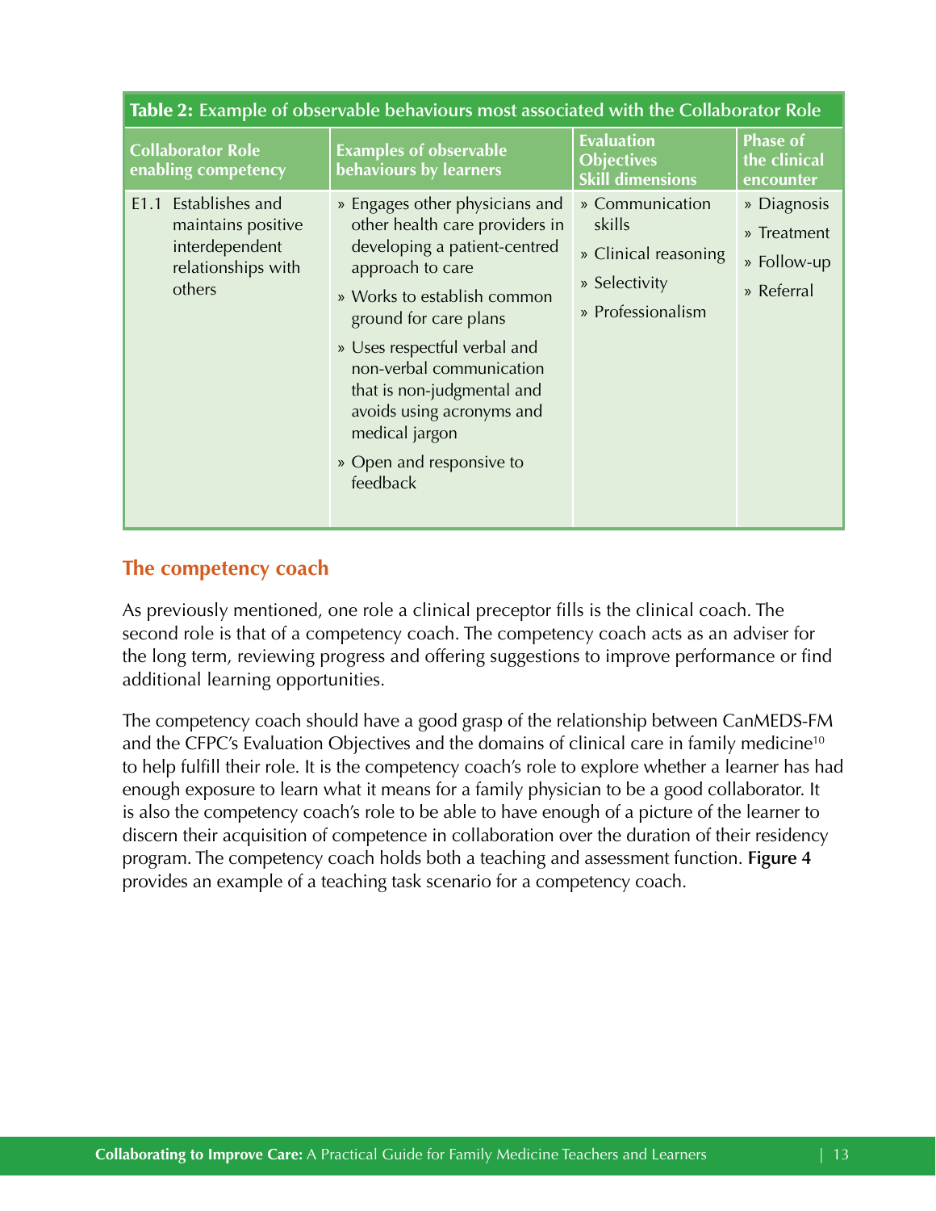**Table 2:** Example of observable behaviours most associated with the Collaborator Role

| Collaborator Role enabling competency | Examples of observable behaviours by learners | Evaluation Objectives Skill dimensions | Phase of the clinical encounter |
|---|---|---|---|
| E1.1 Establishes and maintains positive interdependent relationships with others | » Engages other physicians and other health care providers in developing a patient-centred approach to care<br>» Works to establish common ground for care plans<br>» Uses respectful verbal and non-verbal communication that is non-judgmental and avoids using acronyms and medical jargon<br>» Open and responsive to feedback | » Communication skills<br>» Clinical reasoning<br>» Selectivity<br>» Professionalism | » Diagnosis<br>» Treatment<br>» Follow-up<br>» Referral |

## The competency coach

As previously mentioned, one role a clinical preceptor fills is the clinical coach. The second role is that of a competency coach. The competency coach acts as an adviser for the long term, reviewing progress and offering suggestions to improve performance or find additional learning opportunities.

The competency coach should have a good grasp of the relationship between CanMEDS-FM and the CFPC's Evaluation Objectives and the domains of clinical care in family medicine[10] to help fulfill their role. It is the competency coach's role to explore whether a learner has had enough exposure to learn what it means for a family physician to be a good collaborator. It is also the competency coach's role to be able to have enough of a picture of the learner to discern their acquisition of competence in collaboration over the duration of their residency program. The competency coach holds both a teaching and assessment function. **Figure 4** provides an example of a teaching task scenario for a competency coach.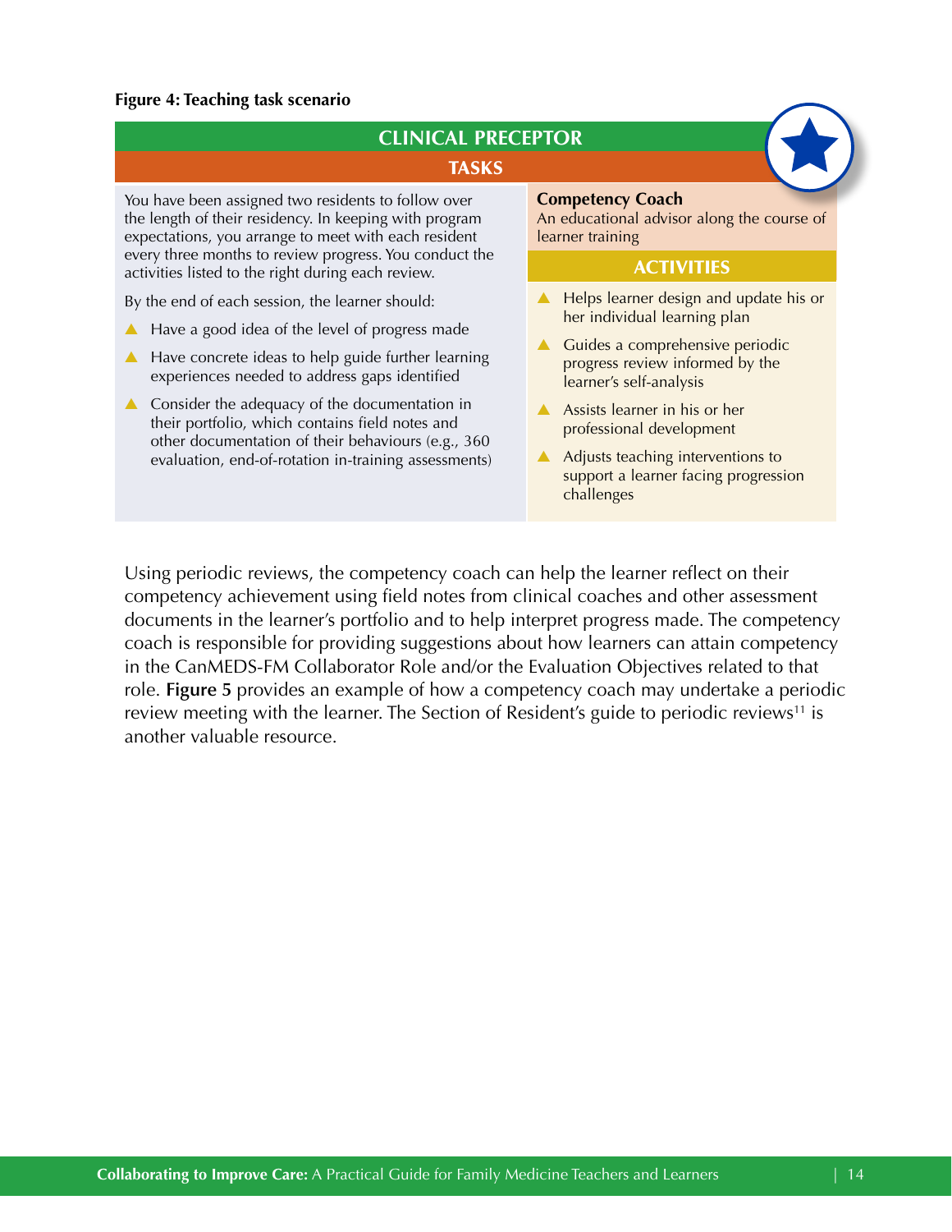**Figure 4: Teaching task scenario**

## CLINICAL PRECEPTOR

### TASKS

You have been assigned two residents to follow over the length of their residency. In keeping with program expectations, you arrange to meet with each resident every three months to review progress. You conduct the activities listed to the right during each review.

By the end of each session, the learner should:

- Have a good idea of the level of progress made
- Have concrete ideas to help guide further learning experiences needed to address gaps identified
- Consider the adequacy of the documentation in their portfolio, which contains field notes and other documentation of their behaviours (e.g., 360 evaluation, end-of-rotation in-training assessments)

**Competency Coach**
An educational advisor along the course of learner training

### ACTIVITIES

- Helps learner design and update his or her individual learning plan
- Guides a comprehensive periodic progress review informed by the learner's self-analysis
- Assists learner in his or her professional development
- Adjusts teaching interventions to support a learner facing progression challenges

Using periodic reviews, the competency coach can help the learner reflect on their competency achievement using field notes from clinical coaches and other assessment documents in the learner's portfolio and to help interpret progress made. The competency coach is responsible for providing suggestions about how learners can attain competency in the CanMEDS-FM Collaborator Role and/or the Evaluation Objectives related to that role. **Figure 5** provides an example of how a competency coach may undertake a periodic review meeting with the learner. The Section of Resident's guide to periodic reviews[11] is another valuable resource.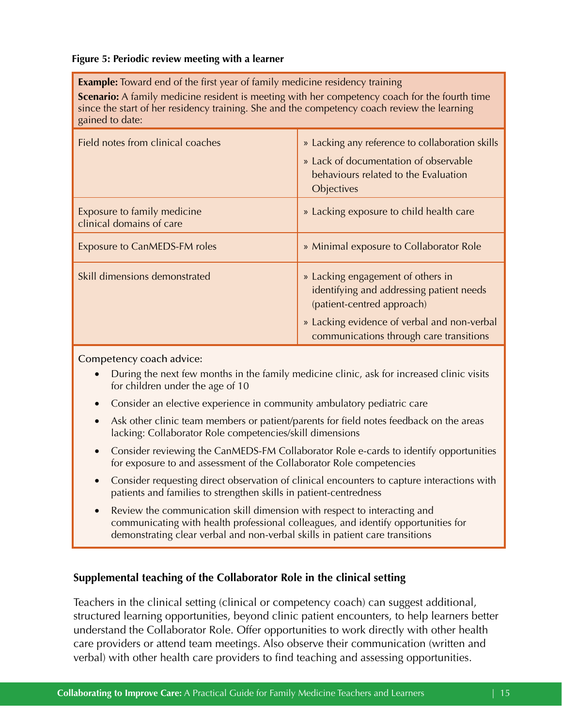**Figure 5: Periodic review meeting with a learner**

**Example:** Toward end of the first year of family medicine residency training

**Scenario:** A family medicine resident is meeting with her competency coach for the fourth time since the start of her residency training. She and the competency coach review the learning gained to date:

| | |
|---|---|
| Field notes from clinical coaches | » Lacking any reference to collaboration skills<br>» Lack of documentation of observable behaviours related to the Evaluation Objectives |
| Exposure to family medicine clinical domains of care | » Lacking exposure to child health care |
| Exposure to CanMEDS-FM roles | » Minimal exposure to Collaborator Role |
| Skill dimensions demonstrated | » Lacking engagement of others in identifying and addressing patient needs (patient-centred approach)<br>» Lacking evidence of verbal and non-verbal communications through care transitions |

Competency coach advice:

- During the next few months in the family medicine clinic, ask for increased clinic visits for children under the age of 10
- Consider an elective experience in community ambulatory pediatric care
- Ask other clinic team members or patient/parents for field notes feedback on the areas lacking: Collaborator Role competencies/skill dimensions
- Consider reviewing the CanMEDS-FM Collaborator Role e-cards to identify opportunities for exposure to and assessment of the Collaborator Role competencies
- Consider requesting direct observation of clinical encounters to capture interactions with patients and families to strengthen skills in patient-centredness
- Review the communication skill dimension with respect to interacting and communicating with health professional colleagues, and identify opportunities for demonstrating clear verbal and non-verbal skills in patient care transitions

### Supplemental teaching of the Collaborator Role in the clinical setting

Teachers in the clinical setting (clinical or competency coach) can suggest additional, structured learning opportunities, beyond clinic patient encounters, to help learners better understand the Collaborator Role. Offer opportunities to work directly with other health care providers or attend team meetings. Also observe their communication (written and verbal) with other health care providers to find teaching and assessing opportunities.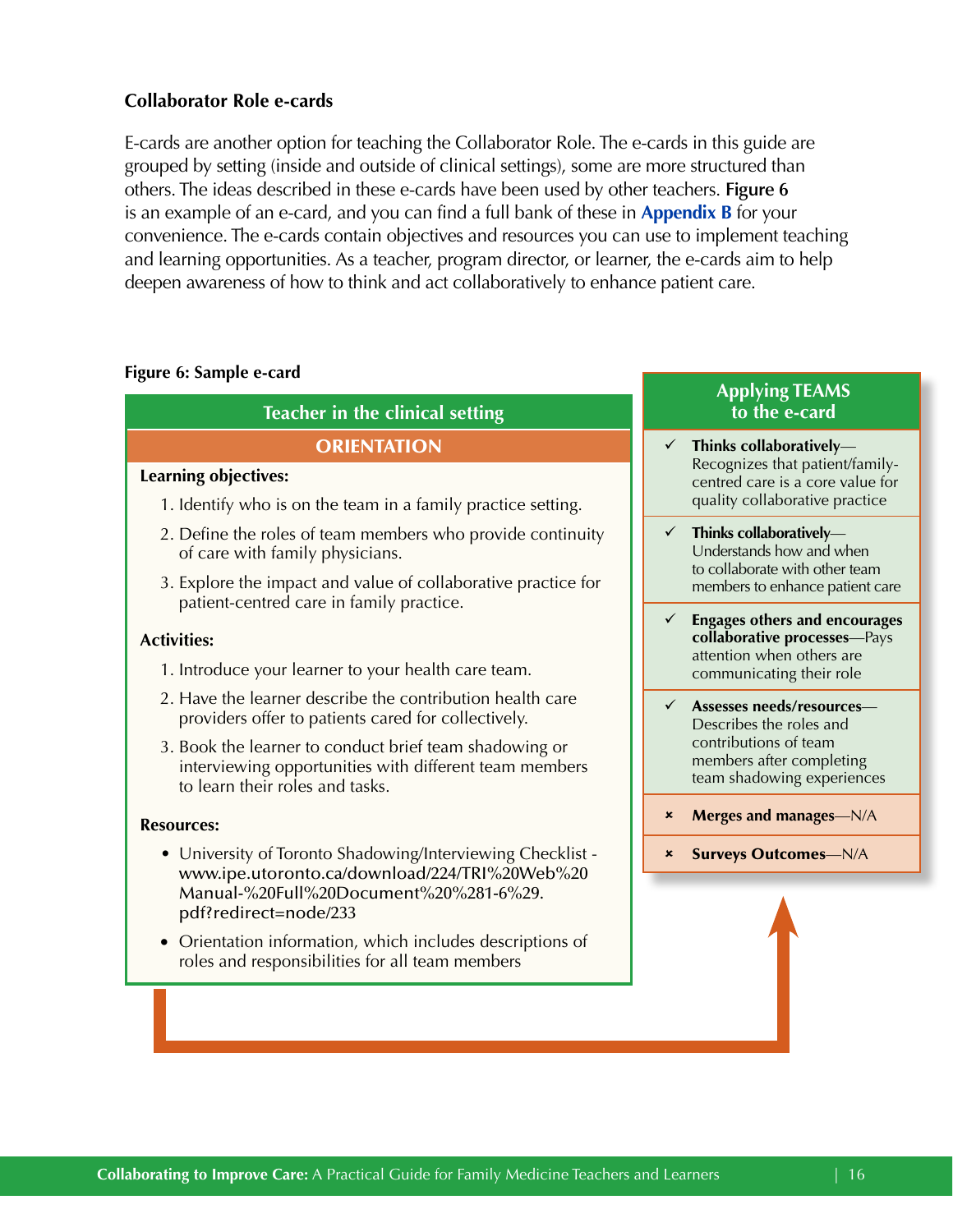### Collaborator Role e-cards

E-cards are another option for teaching the Collaborator Role. The e-cards in this guide are grouped by setting (inside and outside of clinical settings), some are more structured than others. The ideas described in these e-cards have been used by other teachers. **Figure 6** is an example of an e-card, and you can find a full bank of these in **Appendix B** for your convenience. The e-cards contain objectives and resources you can use to implement teaching and learning opportunities. As a teacher, program director, or learner, the e-cards aim to help deepen awareness of how to think and act collaboratively to enhance patient care.

**Figure 6: Sample e-card**

#### Teacher in the clinical setting

##### ORIENTATION

**Learning objectives:**

1. Identify who is on the team in a family practice setting.
2. Define the roles of team members who provide continuity of care with family physicians.
3. Explore the impact and value of collaborative practice for patient-centred care in family practice.

**Activities:**

1. Introduce your learner to your health care team.
2. Have the learner describe the contribution health care providers offer to patients cared for collectively.
3. Book the learner to conduct brief team shadowing or interviewing opportunities with different team members to learn their roles and tasks.

**Resources:**

- University of Toronto Shadowing/Interviewing Checklist - www.ipe.utoronto.ca/download/224/TRI%20Web%20Manual-%20Full%20Document%20%281-6%29.pdf?redirect=node/233
- Orientation information, which includes descriptions of roles and responsibilities for all team members

#### Applying TEAMS to the e-card

- ✓ **Thinks collaboratively**—Recognizes that patient/family-centred care is a core value for quality collaborative practice
- ✓ **Thinks collaboratively**—Understands how and when to collaborate with other team members to enhance patient care
- ✓ **Engages others and encourages collaborative processes**—Pays attention when others are communicating their role
- ✓ **Assesses needs/resources**—Describes the roles and contributions of team members after completing team shadowing experiences
- × **Merges and manages**—N/A
- × **Surveys Outcomes**—N/A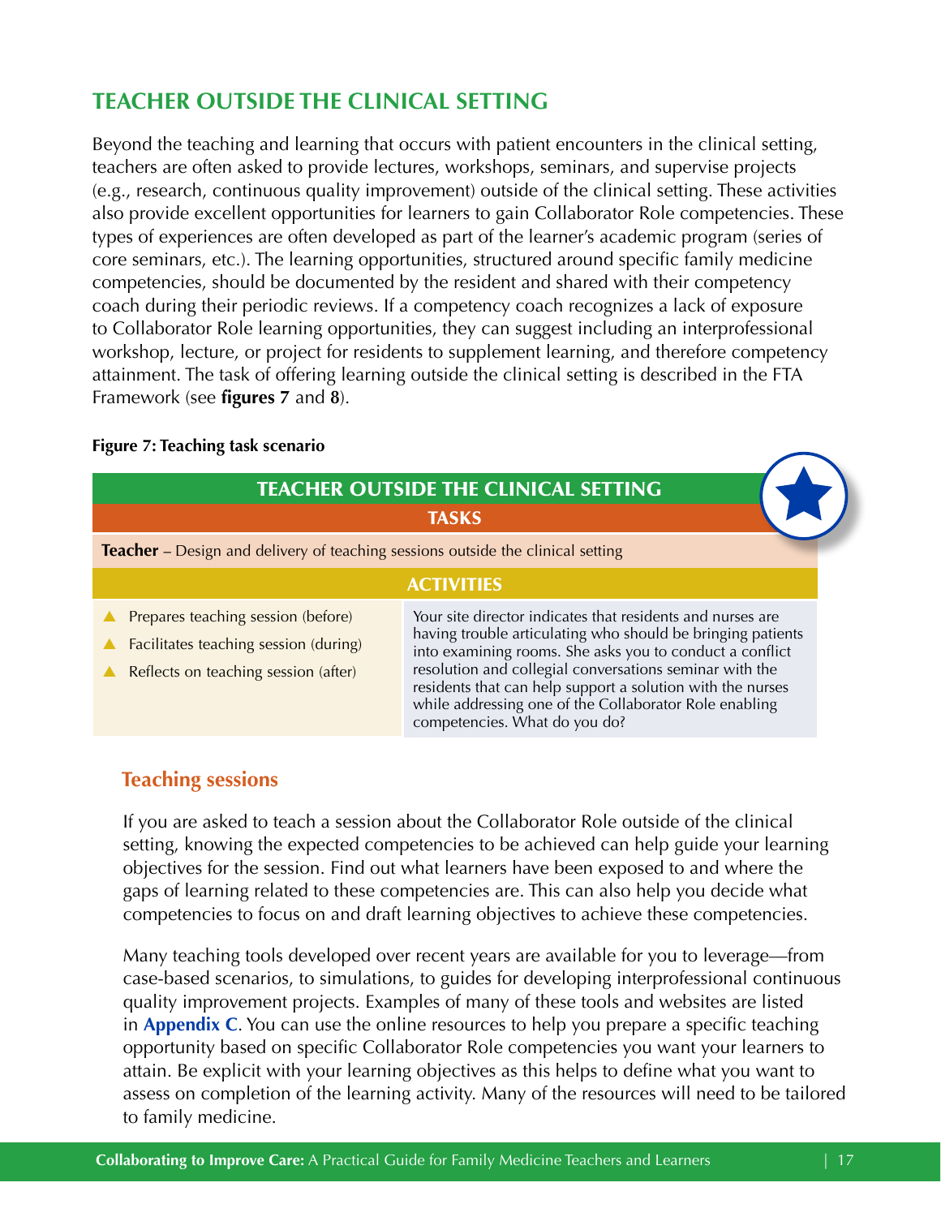## TEACHER OUTSIDE THE CLINICAL SETTING

Beyond the teaching and learning that occurs with patient encounters in the clinical setting, teachers are often asked to provide lectures, workshops, seminars, and supervise projects (e.g., research, continuous quality improvement) outside of the clinical setting. These activities also provide excellent opportunities for learners to gain Collaborator Role competencies. These types of experiences are often developed as part of the learner's academic program (series of core seminars, etc.). The learning opportunities, structured around specific family medicine competencies, should be documented by the resident and shared with their competency coach during their periodic reviews. If a competency coach recognizes a lack of exposure to Collaborator Role learning opportunities, they can suggest including an interprofessional workshop, lecture, or project for residents to supplement learning, and therefore competency attainment. The task of offering learning outside the clinical setting is described in the FTA Framework (see **figures 7** and **8**).

**Figure 7: Teaching task scenario**

| TEACHER OUTSIDE THE CLINICAL SETTING | |
|---|---|
| **TASKS** | |
| **Teacher** – Design and delivery of teaching sessions outside the clinical setting | |
| **ACTIVITIES** | |
| ▲ Prepares teaching session (before)<br>▲ Facilitates teaching session (during)<br>▲ Reflects on teaching session (after) | Your site director indicates that residents and nurses are having trouble articulating who should be bringing patients into examining rooms. She asks you to conduct a conflict resolution and collegial conversations seminar with the residents that can help support a solution with the nurses while addressing one of the Collaborator Role enabling competencies. What do you do? |

### Teaching sessions

If you are asked to teach a session about the Collaborator Role outside of the clinical setting, knowing the expected competencies to be achieved can help guide your learning objectives for the session. Find out what learners have been exposed to and where the gaps of learning related to these competencies are. This can also help you decide what competencies to focus on and draft learning objectives to achieve these competencies.

Many teaching tools developed over recent years are available for you to leverage—from case-based scenarios, to simulations, to guides for developing interprofessional continuous quality improvement projects. Examples of many of these tools and websites are listed in **Appendix C**. You can use the online resources to help you prepare a specific teaching opportunity based on specific Collaborator Role competencies you want your learners to attain. Be explicit with your learning objectives as this helps to define what you want to assess on completion of the learning activity. Many of the resources will need to be tailored to family medicine.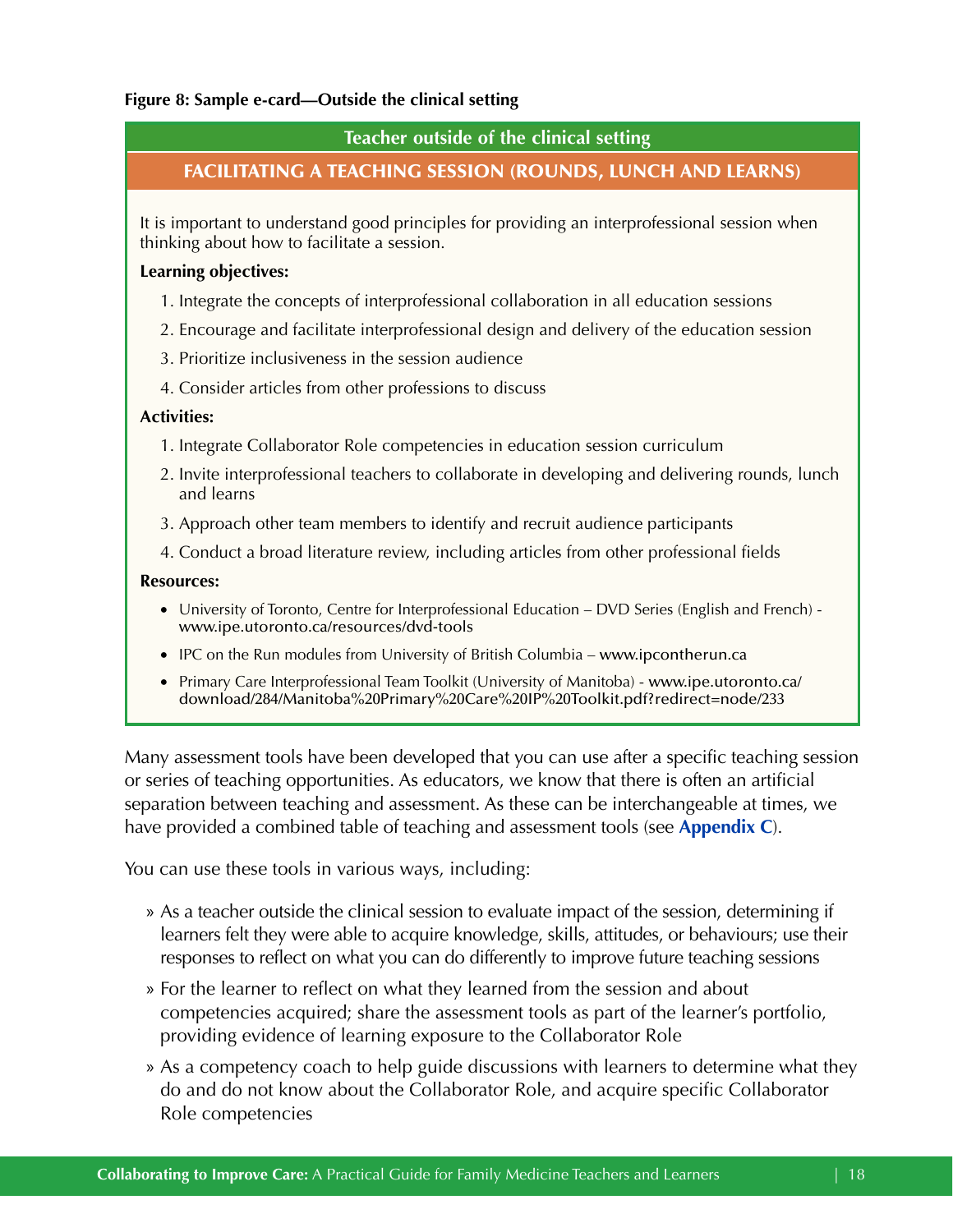**Figure 8: Sample e-card—Outside the clinical setting**

**Teacher outside of the clinical setting**

**FACILITATING A TEACHING SESSION (ROUNDS, LUNCH AND LEARNS)**

It is important to understand good principles for providing an interprofessional session when thinking about how to facilitate a session.

**Learning objectives:**

1. Integrate the concepts of interprofessional collaboration in all education sessions
2. Encourage and facilitate interprofessional design and delivery of the education session
3. Prioritize inclusiveness in the session audience
4. Consider articles from other professions to discuss

**Activities:**

1. Integrate Collaborator Role competencies in education session curriculum
2. Invite interprofessional teachers to collaborate in developing and delivering rounds, lunch and learns
3. Approach other team members to identify and recruit audience participants
4. Conduct a broad literature review, including articles from other professional fields

**Resources:**

- University of Toronto, Centre for Interprofessional Education – DVD Series (English and French) - www.ipe.utoronto.ca/resources/dvd-tools
- IPC on the Run modules from University of British Columbia – www.ipcontherun.ca
- Primary Care Interprofessional Team Toolkit (University of Manitoba) - www.ipe.utoronto.ca/download/284/Manitoba%20Primary%20Care%20IP%20Toolkit.pdf?redirect=node/233

Many assessment tools have been developed that you can use after a specific teaching session or series of teaching opportunities. As educators, we know that there is often an artificial separation between teaching and assessment. As these can be interchangeable at times, we have provided a combined table of teaching and assessment tools (see **Appendix C**).

You can use these tools in various ways, including:

» As a teacher outside the clinical session to evaluate impact of the session, determining if learners felt they were able to acquire knowledge, skills, attitudes, or behaviours; use their responses to reflect on what you can do differently to improve future teaching sessions

» For the learner to reflect on what they learned from the session and about competencies acquired; share the assessment tools as part of the learner's portfolio, providing evidence of learning exposure to the Collaborator Role

» As a competency coach to help guide discussions with learners to determine what they do and do not know about the Collaborator Role, and acquire specific Collaborator Role competencies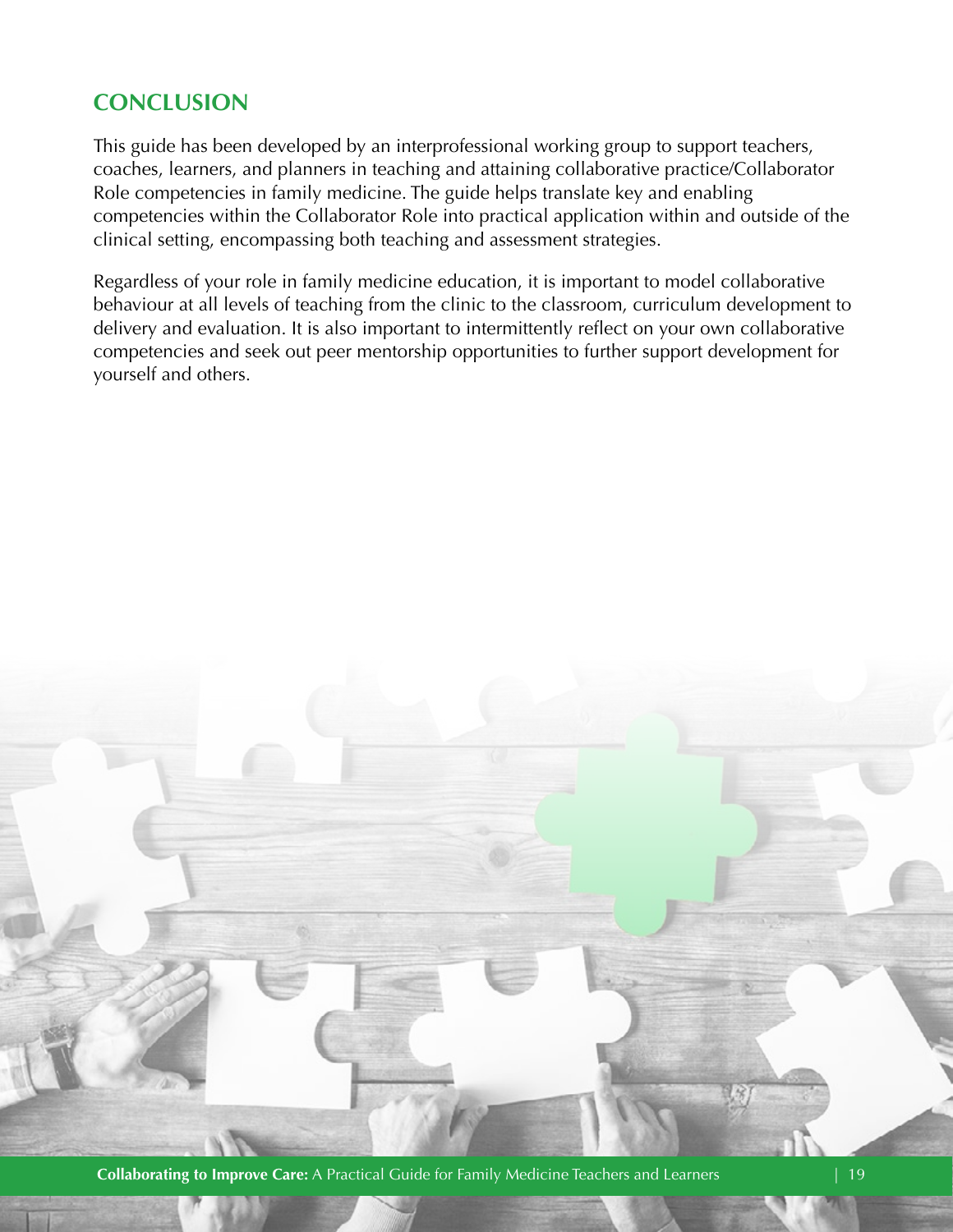## CONCLUSION

This guide has been developed by an interprofessional working group to support teachers, coaches, learners, and planners in teaching and attaining collaborative practice/Collaborator Role competencies in family medicine. The guide helps translate key and enabling competencies within the Collaborator Role into practical application within and outside of the clinical setting, encompassing both teaching and assessment strategies.

Regardless of your role in family medicine education, it is important to model collaborative behaviour at all levels of teaching from the clinic to the classroom, curriculum development to delivery and evaluation. It is also important to intermittently reflect on your own collaborative competencies and seek out peer mentorship opportunities to further support development for yourself and others.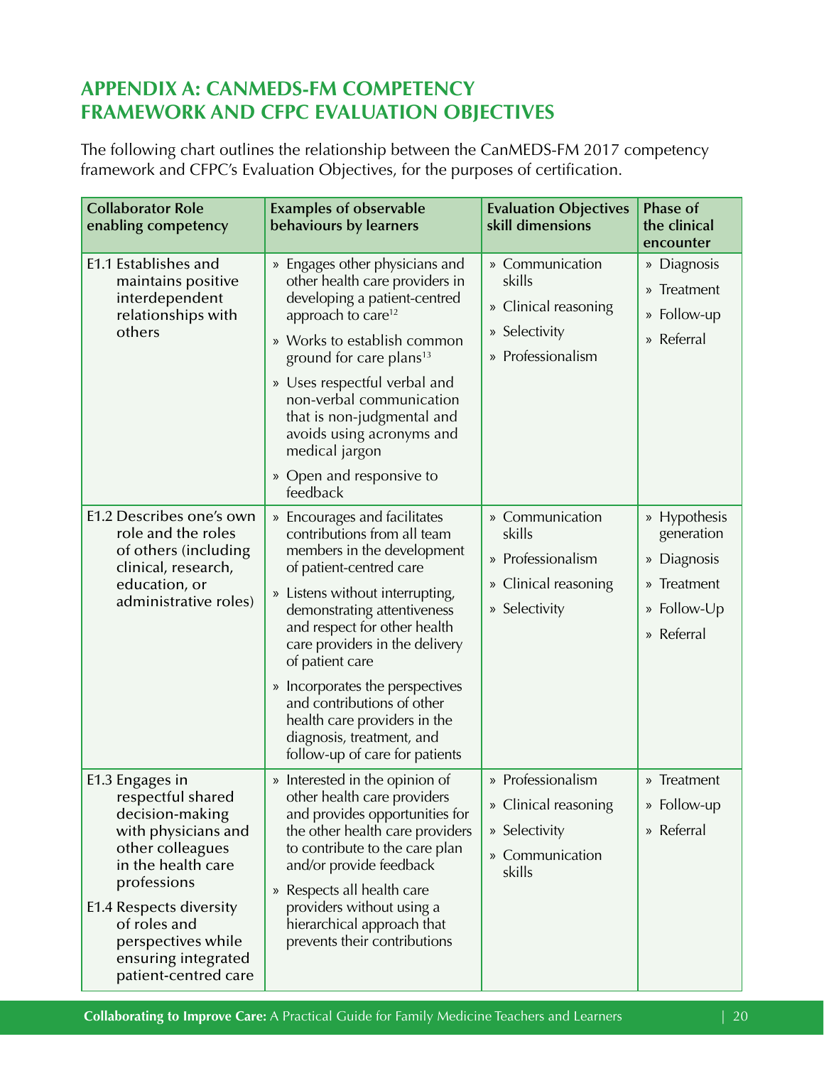## APPENDIX A: CANMEDS-FM COMPETENCY FRAMEWORK AND CFPC EVALUATION OBJECTIVES

The following chart outlines the relationship between the CanMEDS-FM 2017 competency framework and CFPC's Evaluation Objectives, for the purposes of certification.

| Collaborator Role enabling competency | Examples of observable behaviours by learners | Evaluation Objectives skill dimensions | Phase of the clinical encounter |
|---|---|---|---|
| E1.1 Establishes and maintains positive interdependent relationships with others | » Engages other physicians and other health care providers in developing a patient-centred approach to care[12]<br>» Works to establish common ground for care plans[13]<br>» Uses respectful verbal and non-verbal communication that is non-judgmental and avoids using acronyms and medical jargon<br>» Open and responsive to feedback | » Communication skills<br>» Clinical reasoning<br>» Selectivity<br>» Professionalism | » Diagnosis<br>» Treatment<br>» Follow-up<br>» Referral |
| E1.2 Describes one's own role and the roles of others (including clinical, research, education, or administrative roles) | » Encourages and facilitates contributions from all team members in the development of patient-centred care<br>» Listens without interrupting, demonstrating attentiveness and respect for other health care providers in the delivery of patient care<br>» Incorporates the perspectives and contributions of other health care providers in the diagnosis, treatment, and follow-up of care for patients | » Communication skills<br>» Professionalism<br>» Clinical reasoning<br>» Selectivity | » Hypothesis generation<br>» Diagnosis<br>» Treatment<br>» Follow-Up<br>» Referral |
| E1.3 Engages in respectful shared decision-making with physicians and other colleagues in the health care professions<br>E1.4 Respects diversity of roles and perspectives while ensuring integrated patient-centred care | » Interested in the opinion of other health care providers and provides opportunities for the other health care providers to contribute to the care plan and/or provide feedback<br>» Respects all health care providers without using a hierarchical approach that prevents their contributions | » Professionalism<br>» Clinical reasoning<br>» Selectivity<br>» Communication skills | » Treatment<br>» Follow-up<br>» Referral |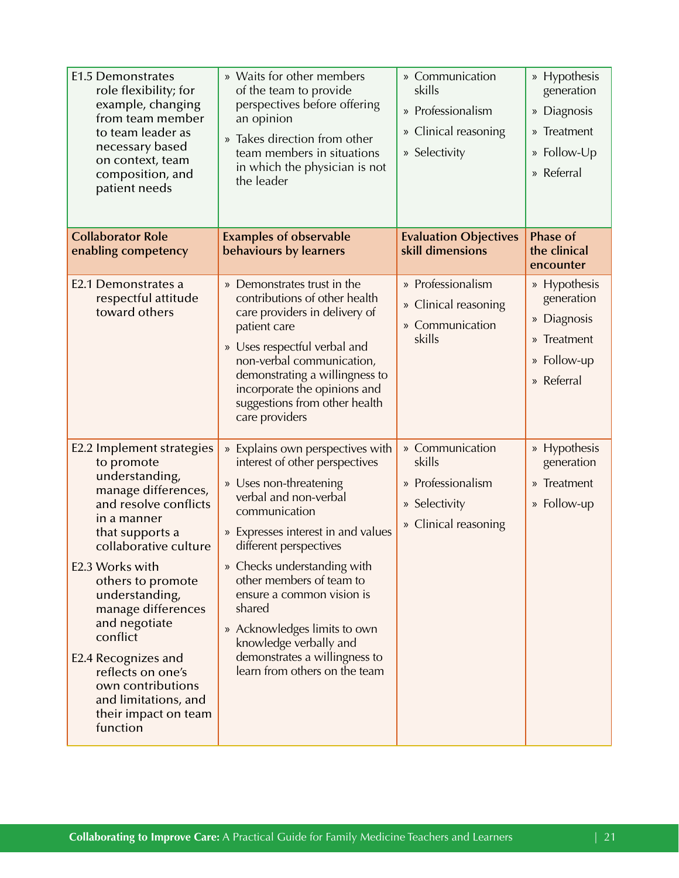| | | | |
|---|---|---|---|
| E1.5 Demonstrates role flexibility; for example, changing from team member to team leader as necessary based on context, team composition, and patient needs | » Waits for other members of the team to provide perspectives before offering an opinion<br>» Takes direction from other team members in situations in which the physician is not the leader | » Communication skills<br>» Professionalism<br>» Clinical reasoning<br>» Selectivity | » Hypothesis generation<br>» Diagnosis<br>» Treatment<br>» Follow-Up<br>» Referral |

| Collaborator Role enabling competency | Examples of observable behaviours by learners | Evaluation Objectives skill dimensions | Phase of the clinical encounter |
|---|---|---|---|
| E2.1 Demonstrates a respectful attitude toward others | » Demonstrates trust in the contributions of other health care providers in delivery of patient care<br>» Uses respectful verbal and non-verbal communication, demonstrating a willingness to incorporate the opinions and suggestions from other health care providers | » Professionalism<br>» Clinical reasoning<br>» Communication skills | » Hypothesis generation<br>» Diagnosis<br>» Treatment<br>» Follow-up<br>» Referral |
| E2.2 Implement strategies to promote understanding, manage differences, and resolve conflicts in a manner that supports a collaborative culture<br>E2.3 Works with others to promote understanding, manage differences and negotiate conflict<br>E2.4 Recognizes and reflects on one's own contributions and limitations, and their impact on team function | » Explains own perspectives with interest of other perspectives<br>» Uses non-threatening verbal and non-verbal communication<br>» Expresses interest in and values different perspectives<br>» Checks understanding with other members of team to ensure a common vision is shared<br>» Acknowledges limits to own knowledge verbally and demonstrates a willingness to learn from others on the team | » Communication skills<br>» Professionalism<br>» Selectivity<br>» Clinical reasoning | » Hypothesis generation<br>» Treatment<br>» Follow-up |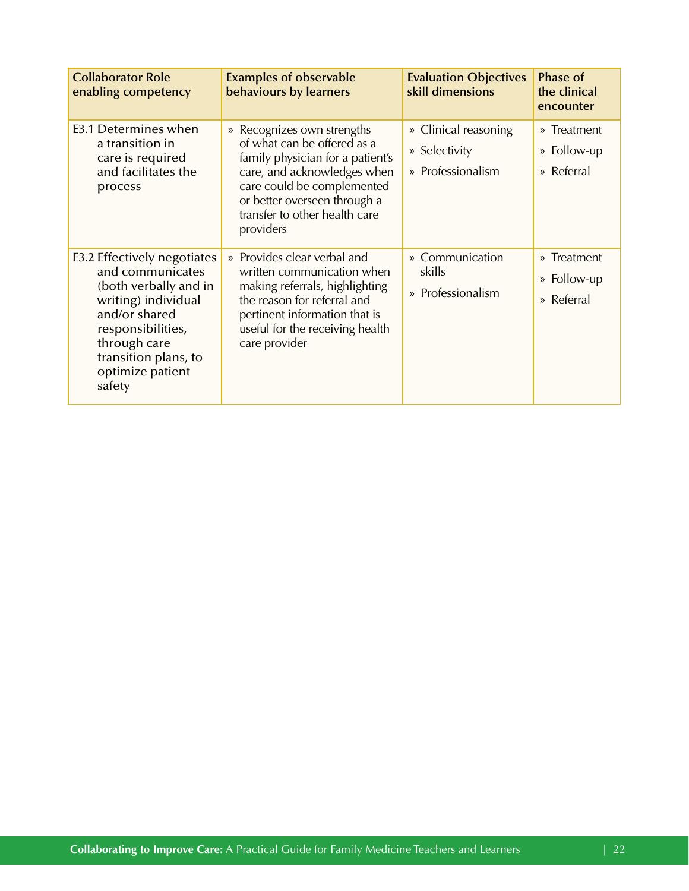| Collaborator Role enabling competency | Examples of observable behaviours by learners | Evaluation Objectives skill dimensions | Phase of the clinical encounter |
|---|---|---|---|
| E3.1 Determines when a transition in care is required and facilitates the process | » Recognizes own strengths of what can be offered as a family physician for a patient's care, and acknowledges when care could be complemented or better overseen through a transfer to other health care providers | » Clinical reasoning<br>» Selectivity<br>» Professionalism | » Treatment<br>» Follow-up<br>» Referral |
| E3.2 Effectively negotiates and communicates (both verbally and in writing) individual and/or shared responsibilities, through care transition plans, to optimize patient safety | » Provides clear verbal and written communication when making referrals, highlighting the reason for referral and pertinent information that is useful for the receiving health care provider | » Communication skills<br>» Professionalism | » Treatment<br>» Follow-up<br>» Referral |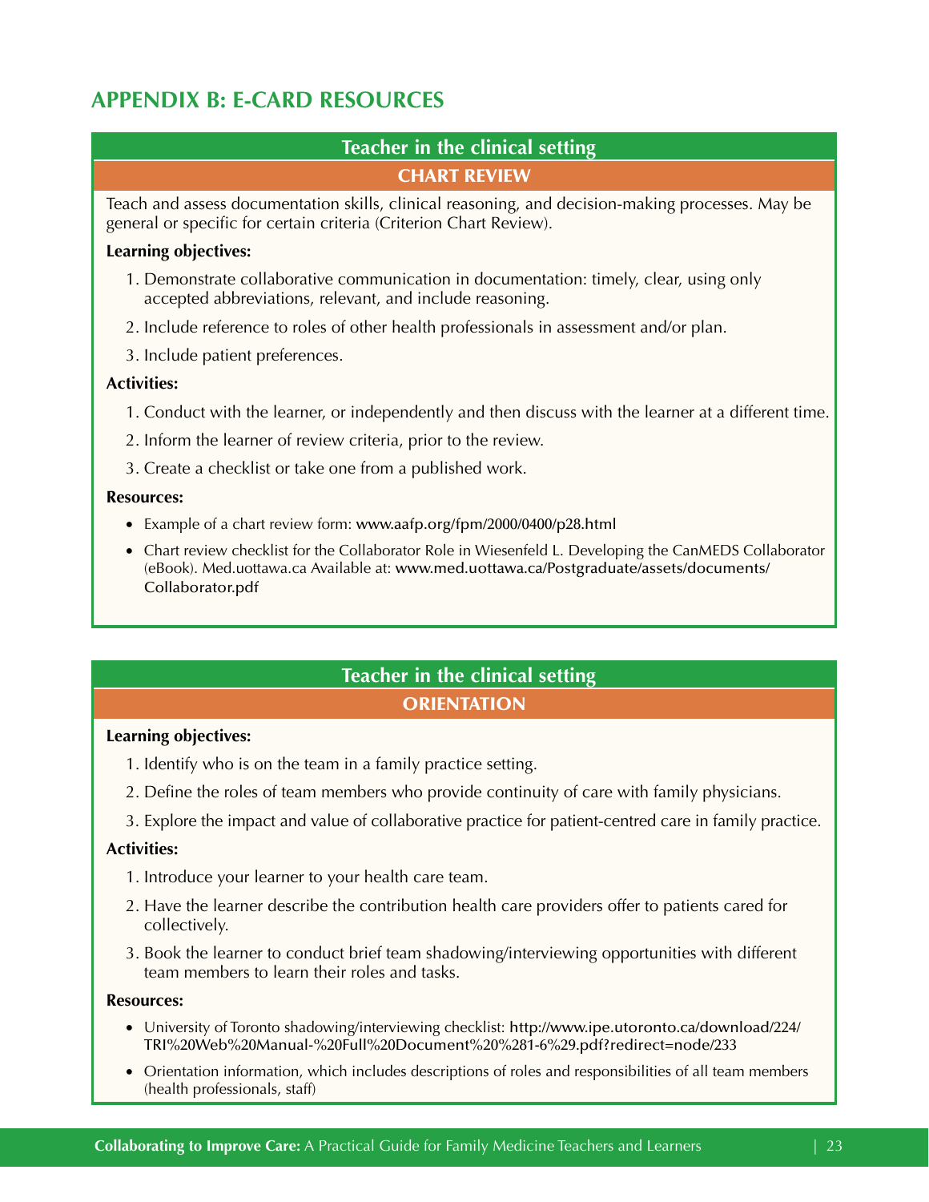# APPENDIX B: E-CARD RESOURCES

## Teacher in the clinical setting

### CHART REVIEW

Teach and assess documentation skills, clinical reasoning, and decision-making processes. May be general or specific for certain criteria (Criterion Chart Review).

**Learning objectives:**

1. Demonstrate collaborative communication in documentation: timely, clear, using only accepted abbreviations, relevant, and include reasoning.
2. Include reference to roles of other health professionals in assessment and/or plan.
3. Include patient preferences.

**Activities:**

1. Conduct with the learner, or independently and then discuss with the learner at a different time.
2. Inform the learner of review criteria, prior to the review.
3. Create a checklist or take one from a published work.

**Resources:**

- Example of a chart review form: www.aafp.org/fpm/2000/0400/p28.html
- Chart review checklist for the Collaborator Role in Wiesenfeld L. Developing the CanMEDS Collaborator (eBook). Med.uottawa.ca Available at: www.med.uottawa.ca/Postgraduate/assets/documents/Collaborator.pdf

## Teacher in the clinical setting

### ORIENTATION

**Learning objectives:**

1. Identify who is on the team in a family practice setting.
2. Define the roles of team members who provide continuity of care with family physicians.
3. Explore the impact and value of collaborative practice for patient-centred care in family practice.

**Activities:**

1. Introduce your learner to your health care team.
2. Have the learner describe the contribution health care providers offer to patients cared for collectively.
3. Book the learner to conduct brief team shadowing/interviewing opportunities with different team members to learn their roles and tasks.

**Resources:**

- University of Toronto shadowing/interviewing checklist: http://www.ipe.utoronto.ca/download/224/TRI%20Web%20Manual-%20Full%20Document%20%281-6%29.pdf?redirect=node/233
- Orientation information, which includes descriptions of roles and responsibilities of all team members (health professionals, staff)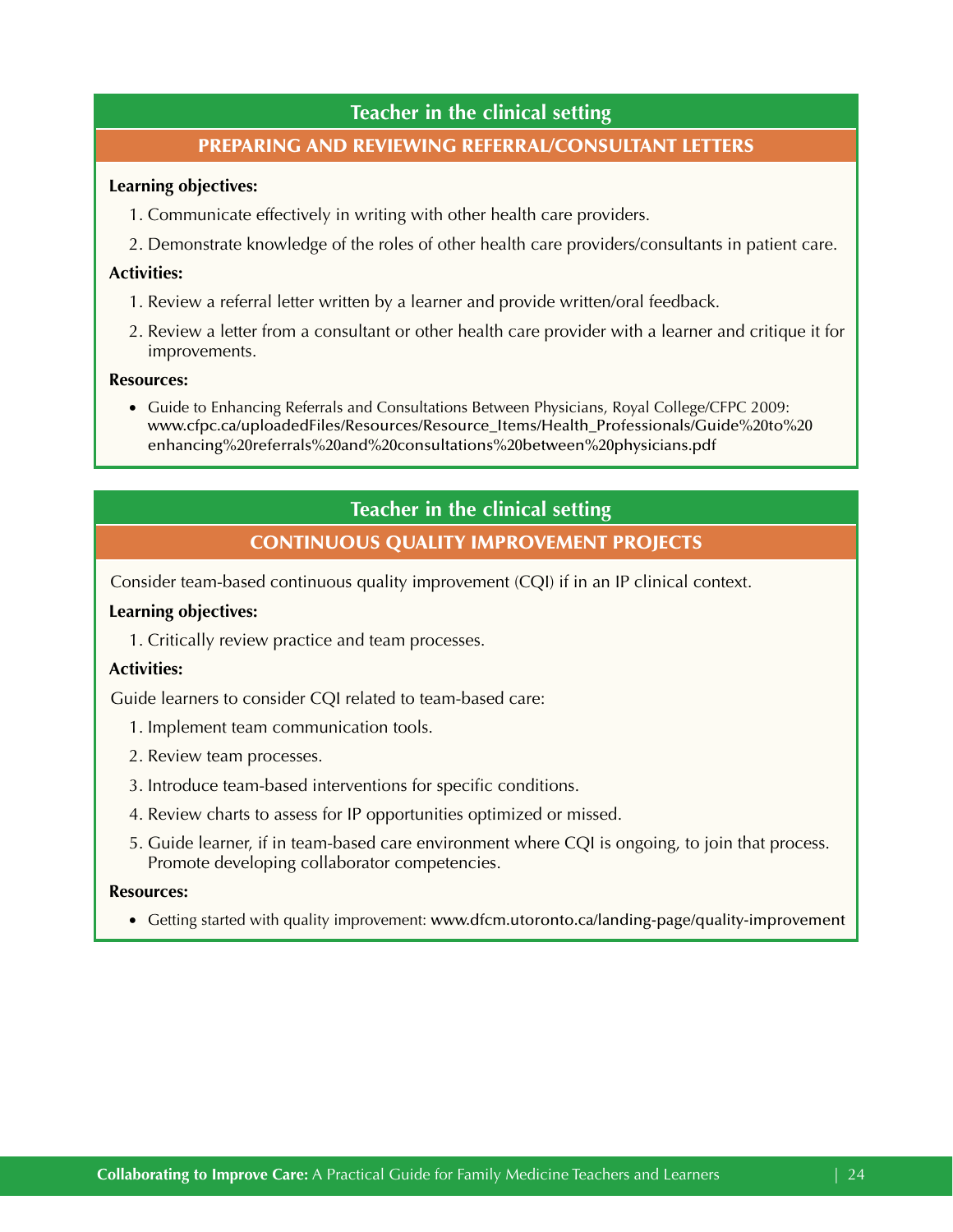## Teacher in the clinical setting

### PREPARING AND REVIEWING REFERRAL/CONSULTANT LETTERS

**Learning objectives:**

1. Communicate effectively in writing with other health care providers.
2. Demonstrate knowledge of the roles of other health care providers/consultants in patient care.

**Activities:**

1. Review a referral letter written by a learner and provide written/oral feedback.
2. Review a letter from a consultant or other health care provider with a learner and critique it for improvements.

**Resources:**

- Guide to Enhancing Referrals and Consultations Between Physicians, Royal College/CFPC 2009: www.cfpc.ca/uploadedFiles/Resources/Resource_Items/Health_Professionals/Guide%20to%20enhancing%20referrals%20and%20consultations%20between%20physicians.pdf

## Teacher in the clinical setting

### CONTINUOUS QUALITY IMPROVEMENT PROJECTS

Consider team-based continuous quality improvement (CQI) if in an IP clinical context.

**Learning objectives:**

1. Critically review practice and team processes.

**Activities:**

Guide learners to consider CQI related to team-based care:

1. Implement team communication tools.
2. Review team processes.
3. Introduce team-based interventions for specific conditions.
4. Review charts to assess for IP opportunities optimized or missed.
5. Guide learner, if in team-based care environment where CQI is ongoing, to join that process. Promote developing collaborator competencies.

**Resources:**

- Getting started with quality improvement: www.dfcm.utoronto.ca/landing-page/quality-improvement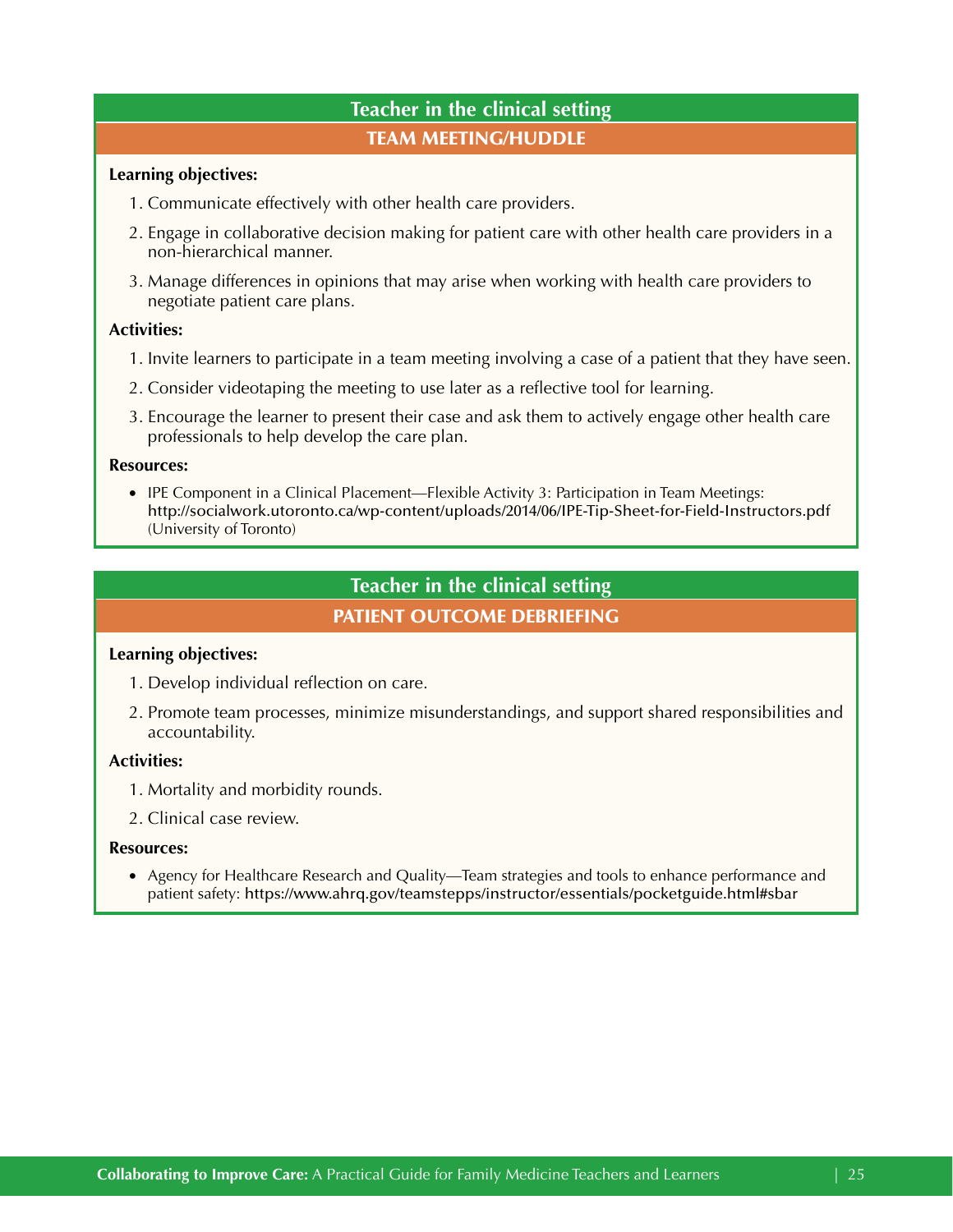## Teacher in the clinical setting

### TEAM MEETING/HUDDLE

**Learning objectives:**

1. Communicate effectively with other health care providers.
2. Engage in collaborative decision making for patient care with other health care providers in a non-hierarchical manner.
3. Manage differences in opinions that may arise when working with health care providers to negotiate patient care plans.

**Activities:**

1. Invite learners to participate in a team meeting involving a case of a patient that they have seen.
2. Consider videotaping the meeting to use later as a reflective tool for learning.
3. Encourage the learner to present their case and ask them to actively engage other health care professionals to help develop the care plan.

**Resources:**

- IPE Component in a Clinical Placement—Flexible Activity 3: Participation in Team Meetings: http://socialwork.utoronto.ca/wp-content/uploads/2014/06/IPE-Tip-Sheet-for-Field-Instructors.pdf (University of Toronto)

## Teacher in the clinical setting

### PATIENT OUTCOME DEBRIEFING

**Learning objectives:**

1. Develop individual reflection on care.
2. Promote team processes, minimize misunderstandings, and support shared responsibilities and accountability.

**Activities:**

1. Mortality and morbidity rounds.
2. Clinical case review.

**Resources:**

- Agency for Healthcare Research and Quality—Team strategies and tools to enhance performance and patient safety: https://www.ahrq.gov/teamstepps/instructor/essentials/pocketguide.html#sbar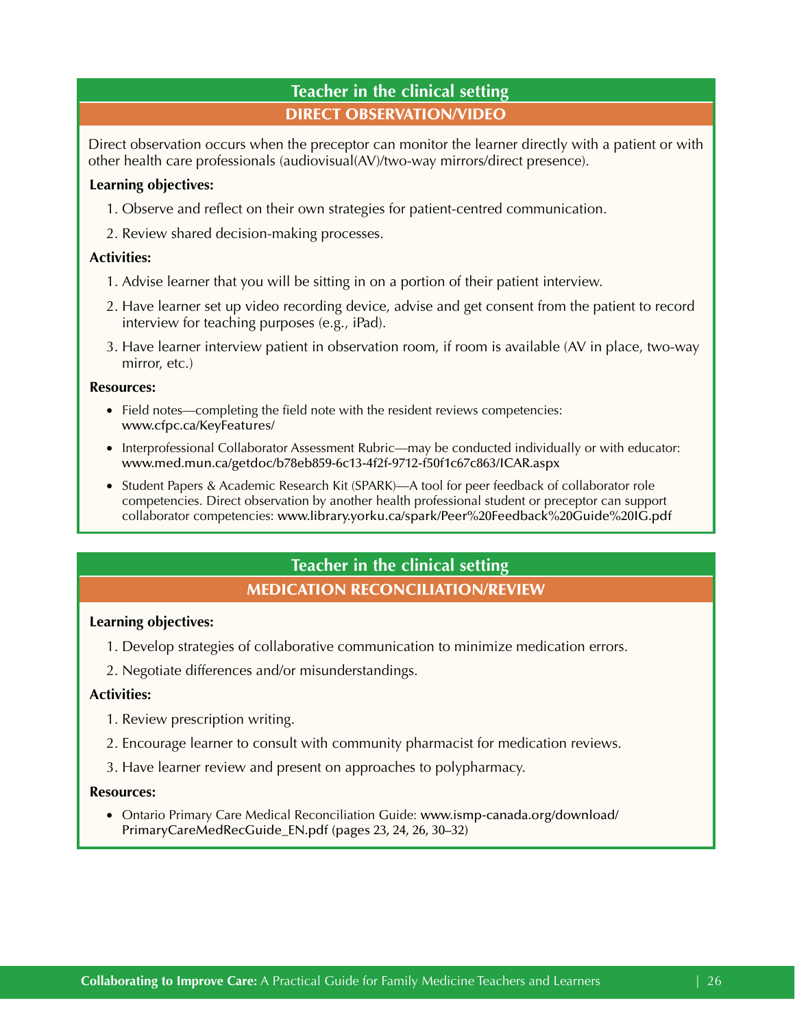## Teacher in the clinical setting

### DIRECT OBSERVATION/VIDEO

Direct observation occurs when the preceptor can monitor the learner directly with a patient or with other health care professionals (audiovisual(AV)/two-way mirrors/direct presence).

**Learning objectives:**

1. Observe and reflect on their own strategies for patient-centred communication.
2. Review shared decision-making processes.

**Activities:**

1. Advise learner that you will be sitting in on a portion of their patient interview.
2. Have learner set up video recording device, advise and get consent from the patient to record interview for teaching purposes (e.g., iPad).
3. Have learner interview patient in observation room, if room is available (AV in place, two-way mirror, etc.)

**Resources:**

- Field notes—completing the field note with the resident reviews competencies: www.cfpc.ca/KeyFeatures/
- Interprofessional Collaborator Assessment Rubric—may be conducted individually or with educator: www.med.mun.ca/getdoc/b78eb859-6c13-4f2f-9712-f50f1c67c863/ICAR.aspx
- Student Papers & Academic Research Kit (SPARK)—A tool for peer feedback of collaborator role competencies. Direct observation by another health professional student or preceptor can support collaborator competencies: www.library.yorku.ca/spark/Peer%20Feedback%20Guide%20IG.pdf

## Teacher in the clinical setting

### MEDICATION RECONCILIATION/REVIEW

**Learning objectives:**

1. Develop strategies of collaborative communication to minimize medication errors.
2. Negotiate differences and/or misunderstandings.

**Activities:**

1. Review prescription writing.
2. Encourage learner to consult with community pharmacist for medication reviews.
3. Have learner review and present on approaches to polypharmacy.

**Resources:**

- Ontario Primary Care Medical Reconciliation Guide: www.ismp-canada.org/download/PrimaryCareMedRecGuide_EN.pdf (pages 23, 24, 26, 30–32)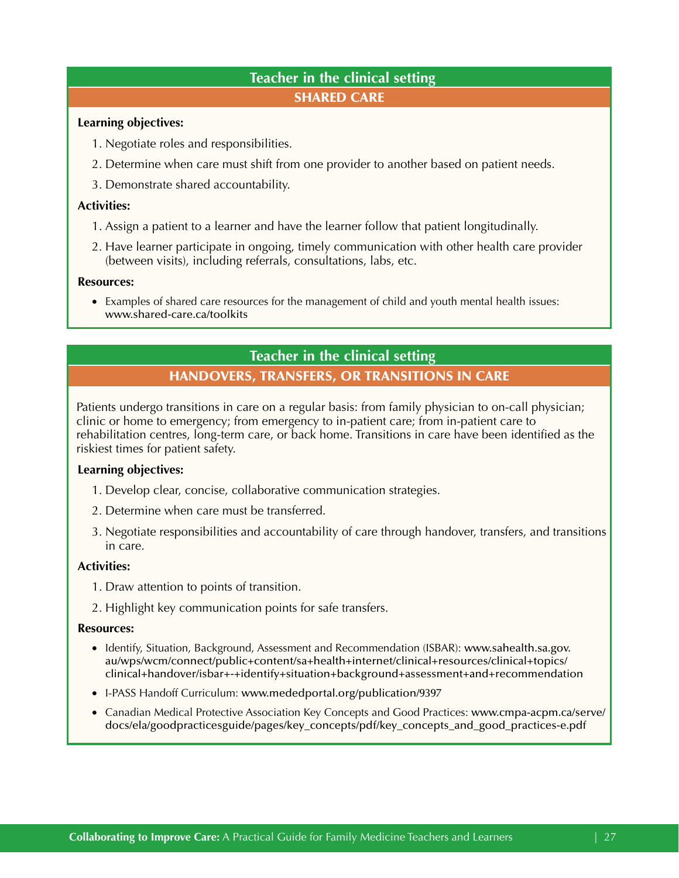## Teacher in the clinical setting

### SHARED CARE

**Learning objectives:**

1. Negotiate roles and responsibilities.
2. Determine when care must shift from one provider to another based on patient needs.
3. Demonstrate shared accountability.

**Activities:**

1. Assign a patient to a learner and have the learner follow that patient longitudinally.
2. Have learner participate in ongoing, timely communication with other health care provider (between visits), including referrals, consultations, labs, etc.

**Resources:**

- Examples of shared care resources for the management of child and youth mental health issues: www.shared-care.ca/toolkits

## Teacher in the clinical setting

### HANDOVERS, TRANSFERS, OR TRANSITIONS IN CARE

Patients undergo transitions in care on a regular basis: from family physician to on-call physician; clinic or home to emergency; from emergency to in-patient care; from in-patient care to rehabilitation centres, long-term care, or back home. Transitions in care have been identified as the riskiest times for patient safety.

**Learning objectives:**

1. Develop clear, concise, collaborative communication strategies.
2. Determine when care must be transferred.
3. Negotiate responsibilities and accountability of care through handover, transfers, and transitions in care.

**Activities:**

1. Draw attention to points of transition.
2. Highlight key communication points for safe transfers.

**Resources:**

- Identify, Situation, Background, Assessment and Recommendation (ISBAR): www.sahealth.sa.gov.au/wps/wcm/connect/public+content/sa+health+internet/clinical+resources/clinical+topics/clinical+handover/isbar+-+identify+situation+background+assessment+and+recommendation
- I-PASS Handoff Curriculum: www.mededportal.org/publication/9397
- Canadian Medical Protective Association Key Concepts and Good Practices: www.cmpa-acpm.ca/serve/docs/ela/goodpracticesguide/pages/key_concepts/pdf/key_concepts_and_good_practices-e.pdf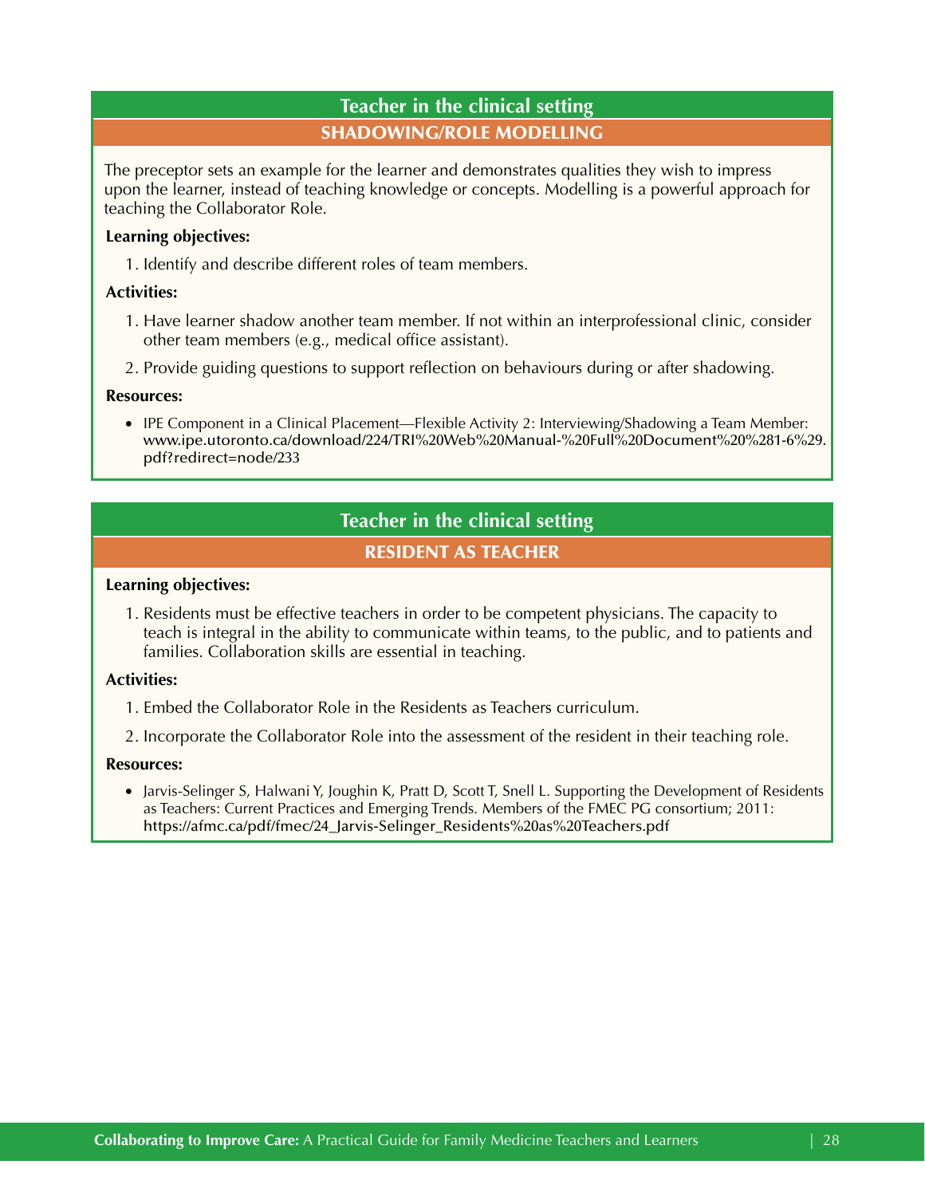## Teacher in the clinical setting

### SHADOWING/ROLE MODELLING

The preceptor sets an example for the learner and demonstrates qualities they wish to impress upon the learner, instead of teaching knowledge or concepts. Modelling is a powerful approach for teaching the Collaborator Role.

**Learning objectives:**

1. Identify and describe different roles of team members.

**Activities:**

1. Have learner shadow another team member. If not within an interprofessional clinic, consider other team members (e.g., medical office assistant).
2. Provide guiding questions to support reflection on behaviours during or after shadowing.

**Resources:**

- IPE Component in a Clinical Placement—Flexible Activity 2: Interviewing/Shadowing a Team Member: www.ipe.utoronto.ca/download/224/TRI%20Web%20Manual-%20Full%20Document%20%281-6%29.pdf?redirect=node/233

## Teacher in the clinical setting

### RESIDENT AS TEACHER

**Learning objectives:**

1. Residents must be effective teachers in order to be competent physicians. The capacity to teach is integral in the ability to communicate within teams, to the public, and to patients and families. Collaboration skills are essential in teaching.

**Activities:**

1. Embed the Collaborator Role in the Residents as Teachers curriculum.
2. Incorporate the Collaborator Role into the assessment of the resident in their teaching role.

**Resources:**

- Jarvis-Selinger S, Halwani Y, Joughin K, Pratt D, Scott T, Snell L. Supporting the Development of Residents as Teachers: Current Practices and Emerging Trends. Members of the FMEC PG consortium; 2011: https://afmc.ca/pdf/fmec/24_Jarvis-Selinger_Residents%20as%20Teachers.pdf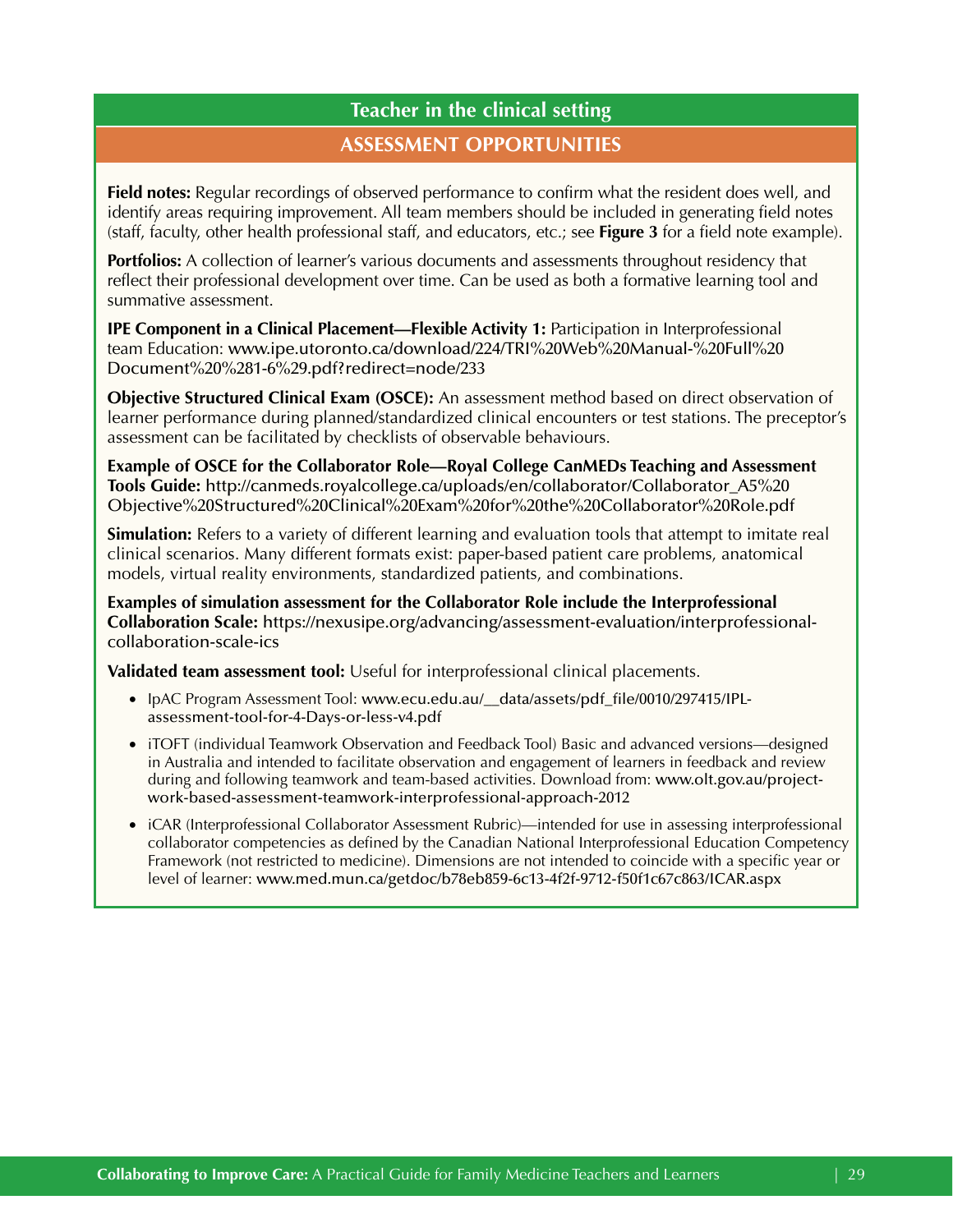## Teacher in the clinical setting

### ASSESSMENT OPPORTUNITIES

**Field notes:** Regular recordings of observed performance to confirm what the resident does well, and identify areas requiring improvement. All team members should be included in generating field notes (staff, faculty, other health professional staff, and educators, etc.; see **Figure 3** for a field note example).

**Portfolios:** A collection of learner's various documents and assessments throughout residency that reflect their professional development over time. Can be used as both a formative learning tool and summative assessment.

**IPE Component in a Clinical Placement—Flexible Activity 1:** Participation in Interprofessional team Education: www.ipe.utoronto.ca/download/224/TRI%20Web%20Manual-%20Full%20Document%20%281-6%29.pdf?redirect=node/233

**Objective Structured Clinical Exam (OSCE):** An assessment method based on direct observation of learner performance during planned/standardized clinical encounters or test stations. The preceptor's assessment can be facilitated by checklists of observable behaviours.

**Example of OSCE for the Collaborator Role—Royal College CanMEDs Teaching and Assessment Tools Guide:** http://canmeds.royalcollege.ca/uploads/en/collaborator/Collaborator_A5%20Objective%20Structured%20Clinical%20Exam%20for%20the%20Collaborator%20Role.pdf

**Simulation:** Refers to a variety of different learning and evaluation tools that attempt to imitate real clinical scenarios. Many different formats exist: paper-based patient care problems, anatomical models, virtual reality environments, standardized patients, and combinations.

**Examples of simulation assessment for the Collaborator Role include the Interprofessional Collaboration Scale:** https://nexusipe.org/advancing/assessment-evaluation/interprofessional-collaboration-scale-ics

**Validated team assessment tool:** Useful for interprofessional clinical placements.

- IpAC Program Assessment Tool: www.ecu.edu.au/__data/assets/pdf_file/0010/297415/IPL-assessment-tool-for-4-Days-or-less-v4.pdf
- iTOFT (individual Teamwork Observation and Feedback Tool) Basic and advanced versions—designed in Australia and intended to facilitate observation and engagement of learners in feedback and review during and following teamwork and team-based activities. Download from: www.olt.gov.au/project-work-based-assessment-teamwork-interprofessional-approach-2012
- iCAR (Interprofessional Collaborator Assessment Rubric)—intended for use in assessing interprofessional collaborator competencies as defined by the Canadian National Interprofessional Education Competency Framework (not restricted to medicine). Dimensions are not intended to coincide with a specific year or level of learner: www.med.mun.ca/getdoc/b78eb859-6c13-4f2f-9712-f50f1c67c863/ICAR.aspx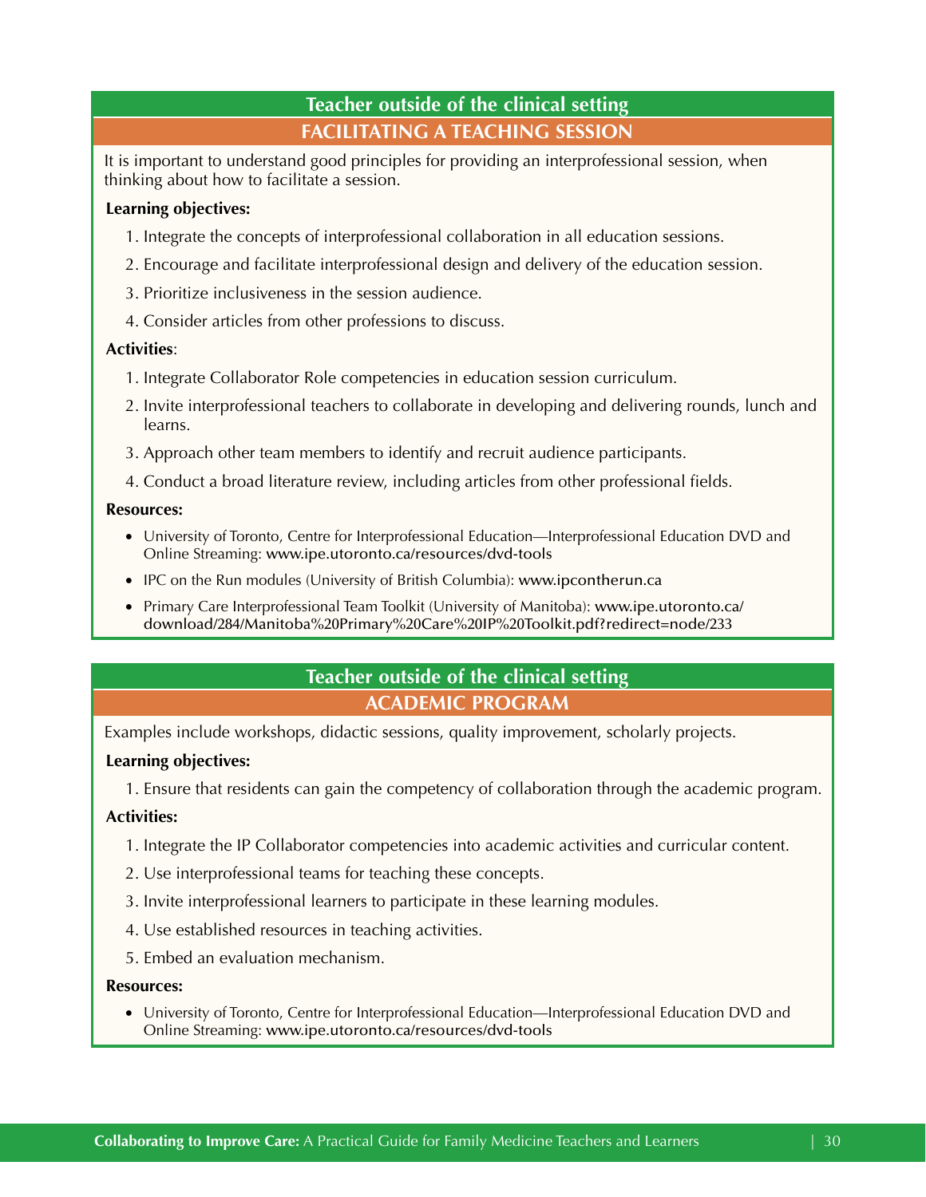## Teacher outside of the clinical setting

### FACILITATING A TEACHING SESSION

It is important to understand good principles for providing an interprofessional session, when thinking about how to facilitate a session.

**Learning objectives:**

1. Integrate the concepts of interprofessional collaboration in all education sessions.
2. Encourage and facilitate interprofessional design and delivery of the education session.
3. Prioritize inclusiveness in the session audience.
4. Consider articles from other professions to discuss.

**Activities**:

1. Integrate Collaborator Role competencies in education session curriculum.
2. Invite interprofessional teachers to collaborate in developing and delivering rounds, lunch and learns.
3. Approach other team members to identify and recruit audience participants.
4. Conduct a broad literature review, including articles from other professional fields.

**Resources:**

- University of Toronto, Centre for Interprofessional Education—Interprofessional Education DVD and Online Streaming: www.ipe.utoronto.ca/resources/dvd-tools
- IPC on the Run modules (University of British Columbia): www.ipcontherun.ca
- Primary Care Interprofessional Team Toolkit (University of Manitoba): www.ipe.utoronto.ca/download/284/Manitoba%20Primary%20Care%20IP%20Toolkit.pdf?redirect=node/233

## Teacher outside of the clinical setting

### ACADEMIC PROGRAM

Examples include workshops, didactic sessions, quality improvement, scholarly projects.

**Learning objectives:**

1. Ensure that residents can gain the competency of collaboration through the academic program.

**Activities:**

1. Integrate the IP Collaborator competencies into academic activities and curricular content.
2. Use interprofessional teams for teaching these concepts.
3. Invite interprofessional learners to participate in these learning modules.
4. Use established resources in teaching activities.
5. Embed an evaluation mechanism.

**Resources:**

- University of Toronto, Centre for Interprofessional Education—Interprofessional Education DVD and Online Streaming: www.ipe.utoronto.ca/resources/dvd-tools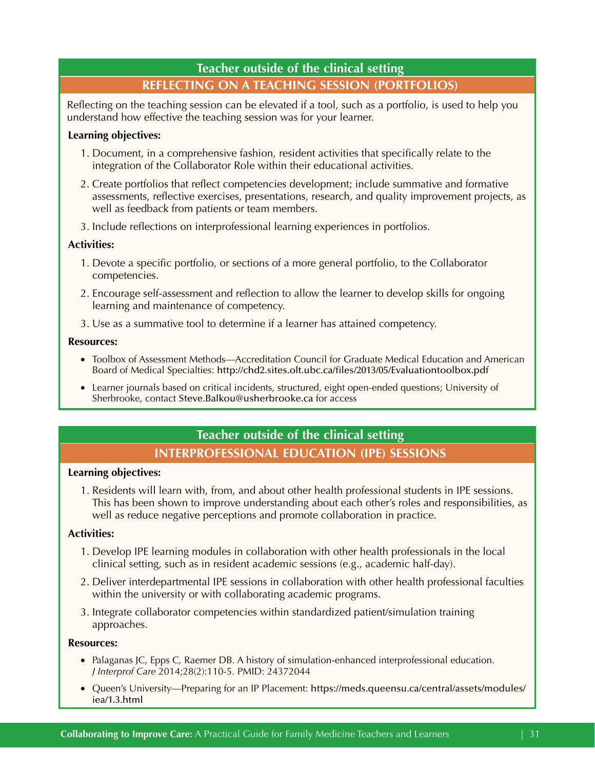## Teacher outside of the clinical setting

### REFLECTING ON A TEACHING SESSION (PORTFOLIOS)

Reflecting on the teaching session can be elevated if a tool, such as a portfolio, is used to help you understand how effective the teaching session was for your learner.

**Learning objectives:**

1. Document, in a comprehensive fashion, resident activities that specifically relate to the integration of the Collaborator Role within their educational activities.
2. Create portfolios that reflect competencies development; include summative and formative assessments, reflective exercises, presentations, research, and quality improvement projects, as well as feedback from patients or team members.
3. Include reflections on interprofessional learning experiences in portfolios.

**Activities:**

1. Devote a specific portfolio, or sections of a more general portfolio, to the Collaborator competencies.
2. Encourage self-assessment and reflection to allow the learner to develop skills for ongoing learning and maintenance of competency.
3. Use as a summative tool to determine if a learner has attained competency.

**Resources:**

- Toolbox of Assessment Methods—Accreditation Council for Graduate Medical Education and American Board of Medical Specialties: http://chd2.sites.olt.ubc.ca/files/2013/05/Evaluationtoolbox.pdf
- Learner journals based on critical incidents, structured, eight open-ended questions; University of Sherbrooke, contact Steve.Balkou@usherbrooke.ca for access

## Teacher outside of the clinical setting

### INTERPROFESSIONAL EDUCATION (IPE) SESSIONS

**Learning objectives:**

1. Residents will learn with, from, and about other health professional students in IPE sessions. This has been shown to improve understanding about each other's roles and responsibilities, as well as reduce negative perceptions and promote collaboration in practice.

**Activities:**

1. Develop IPE learning modules in collaboration with other health professionals in the local clinical setting, such as in resident academic sessions (e.g., academic half-day).
2. Deliver interdepartmental IPE sessions in collaboration with other health professional faculties within the university or with collaborating academic programs.
3. Integrate collaborator competencies within standardized patient/simulation training approaches.

**Resources:**

- Palaganas JC, Epps C, Raemer DB. A history of simulation-enhanced interprofessional education. *J Interprof Care* 2014;28(2):110-5. PMID: 24372044
- Queen's University—Preparing for an IP Placement: https://meds.queensu.ca/central/assets/modules/iea/1.3.html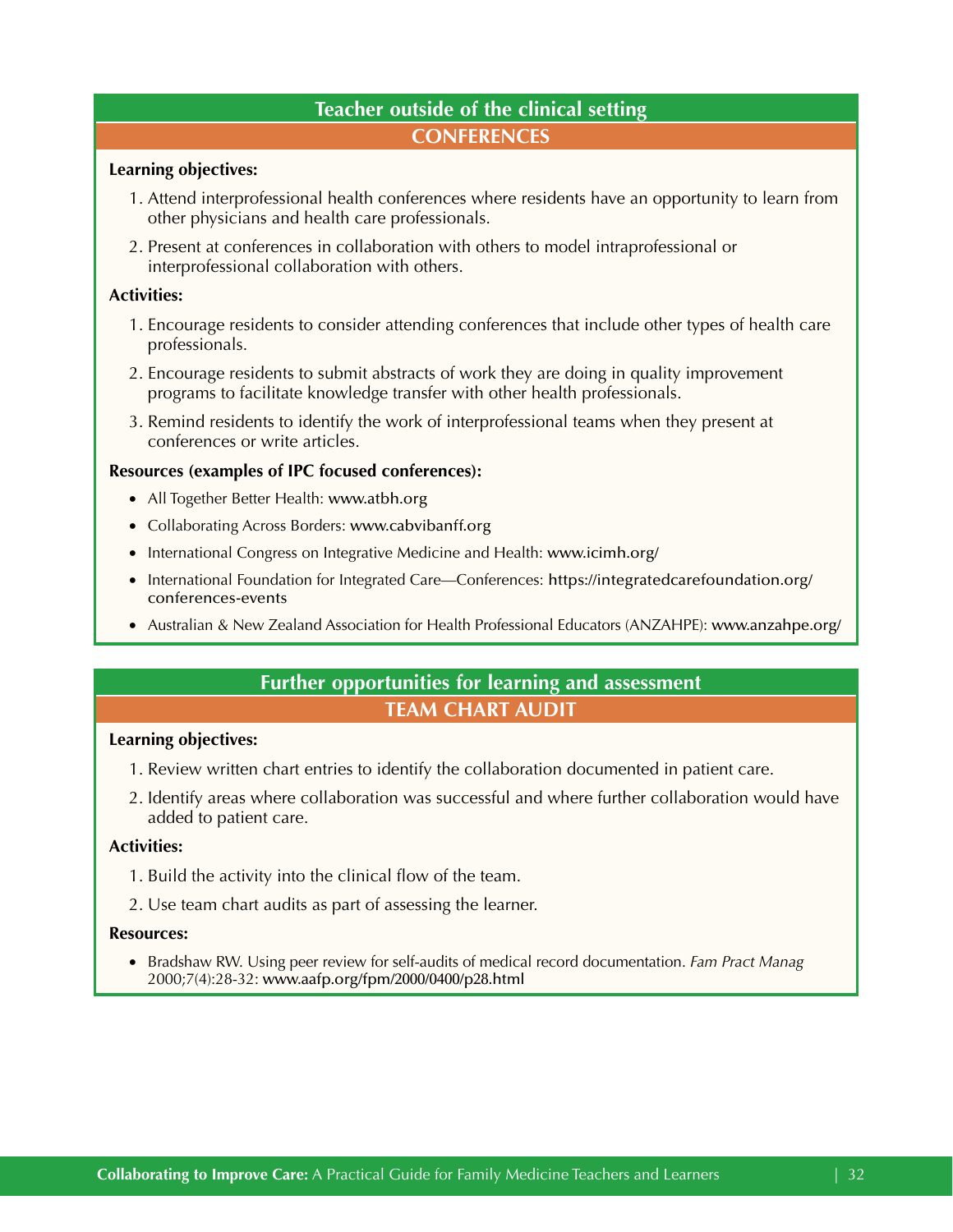## Teacher outside of the clinical setting

### CONFERENCES

**Learning objectives:**

1. Attend interprofessional health conferences where residents have an opportunity to learn from other physicians and health care professionals.
2. Present at conferences in collaboration with others to model intraprofessional or interprofessional collaboration with others.

**Activities:**

1. Encourage residents to consider attending conferences that include other types of health care professionals.
2. Encourage residents to submit abstracts of work they are doing in quality improvement programs to facilitate knowledge transfer with other health professionals.
3. Remind residents to identify the work of interprofessional teams when they present at conferences or write articles.

**Resources (examples of IPC focused conferences):**

- All Together Better Health: www.atbh.org
- Collaborating Across Borders: www.cabvibanff.org
- International Congress on Integrative Medicine and Health: www.icimh.org/
- International Foundation for Integrated Care—Conferences: https://integratedcarefoundation.org/conferences-events
- Australian & New Zealand Association for Health Professional Educators (ANZAHPE): www.anzahpe.org/

## Further opportunities for learning and assessment

### TEAM CHART AUDIT

**Learning objectives:**

1. Review written chart entries to identify the collaboration documented in patient care.
2. Identify areas where collaboration was successful and where further collaboration would have added to patient care.

**Activities:**

1. Build the activity into the clinical flow of the team.
2. Use team chart audits as part of assessing the learner.

**Resources:**

- Bradshaw RW. Using peer review for self-audits of medical record documentation. *Fam Pract Manag* 2000;7(4):28-32: www.aafp.org/fpm/2000/0400/p28.html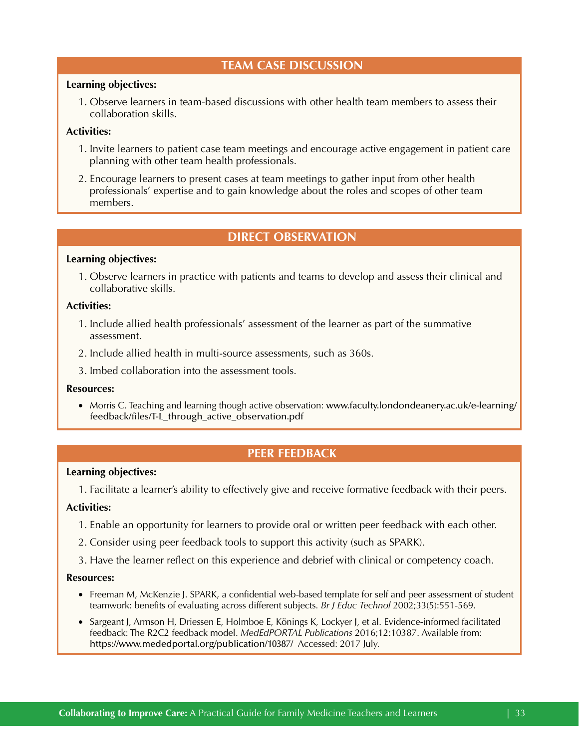## TEAM CASE DISCUSSION

**Learning objectives:**

1. Observe learners in team-based discussions with other health team members to assess their collaboration skills.

**Activities:**

1. Invite learners to patient case team meetings and encourage active engagement in patient care planning with other team health professionals.
2. Encourage learners to present cases at team meetings to gather input from other health professionals' expertise and to gain knowledge about the roles and scopes of other team members.

## DIRECT OBSERVATION

**Learning objectives:**

1. Observe learners in practice with patients and teams to develop and assess their clinical and collaborative skills.

**Activities:**

1. Include allied health professionals' assessment of the learner as part of the summative assessment.
2. Include allied health in multi-source assessments, such as 360s.
3. Imbed collaboration into the assessment tools.

**Resources:**

- Morris C. Teaching and learning though active observation: www.faculty.londondeanery.ac.uk/e-learning/feedback/files/T-L_through_active_observation.pdf

## PEER FEEDBACK

**Learning objectives:**

1. Facilitate a learner's ability to effectively give and receive formative feedback with their peers.

**Activities:**

1. Enable an opportunity for learners to provide oral or written peer feedback with each other.
2. Consider using peer feedback tools to support this activity (such as SPARK).
3. Have the learner reflect on this experience and debrief with clinical or competency coach.

**Resources:**

- Freeman M, McKenzie J. SPARK, a confidential web-based template for self and peer assessment of student teamwork: benefits of evaluating across different subjects. *Br J Educ Technol* 2002;33(5):551-569.
- Sargeant J, Armson H, Driessen E, Holmboe E, Könings K, Lockyer J, et al. Evidence-informed facilitated feedback: The R2C2 feedback model. *MedEdPORTAL Publications* 2016;12:10387. Available from: https://www.mededportal.org/publication/10387/ Accessed: 2017 July.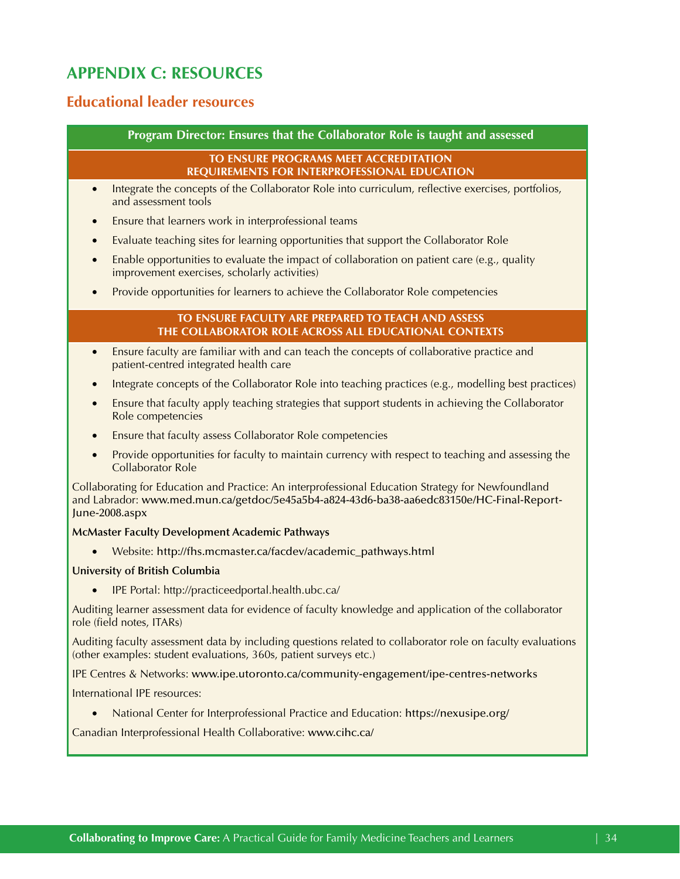# APPENDIX C: RESOURCES

## Educational leader resources

### Program Director: Ensures that the Collaborator Role is taught and assessed

#### TO ENSURE PROGRAMS MEET ACCREDITATION REQUIREMENTS FOR INTERPROFESSIONAL EDUCATION

- Integrate the concepts of the Collaborator Role into curriculum, reflective exercises, portfolios, and assessment tools
- Ensure that learners work in interprofessional teams
- Evaluate teaching sites for learning opportunities that support the Collaborator Role
- Enable opportunities to evaluate the impact of collaboration on patient care (e.g., quality improvement exercises, scholarly activities)
- Provide opportunities for learners to achieve the Collaborator Role competencies

#### TO ENSURE FACULTY ARE PREPARED TO TEACH AND ASSESS THE COLLABORATOR ROLE ACROSS ALL EDUCATIONAL CONTEXTS

- Ensure faculty are familiar with and can teach the concepts of collaborative practice and patient-centred integrated health care
- Integrate concepts of the Collaborator Role into teaching practices (e.g., modelling best practices)
- Ensure that faculty apply teaching strategies that support students in achieving the Collaborator Role competencies
- Ensure that faculty assess Collaborator Role competencies
- Provide opportunities for faculty to maintain currency with respect to teaching and assessing the Collaborator Role

Collaborating for Education and Practice: An interprofessional Education Strategy for Newfoundland and Labrador: www.med.mun.ca/getdoc/5e45a5b4-a824-43d6-ba38-aa6edc83150e/HC-Final-Report-June-2008.aspx

**McMaster Faculty Development Academic Pathways**

- Website: http://fhs.mcmaster.ca/facdev/academic_pathways.html

**University of British Columbia**

- IPE Portal: http://practiceedportal.health.ubc.ca/

Auditing learner assessment data for evidence of faculty knowledge and application of the collaborator role (field notes, ITARs)

Auditing faculty assessment data by including questions related to collaborator role on faculty evaluations (other examples: student evaluations, 360s, patient surveys etc.)

IPE Centres & Networks: www.ipe.utoronto.ca/community-engagement/ipe-centres-networks

International IPE resources:

- National Center for Interprofessional Practice and Education: https://nexusipe.org/

Canadian Interprofessional Health Collaborative: www.cihc.ca/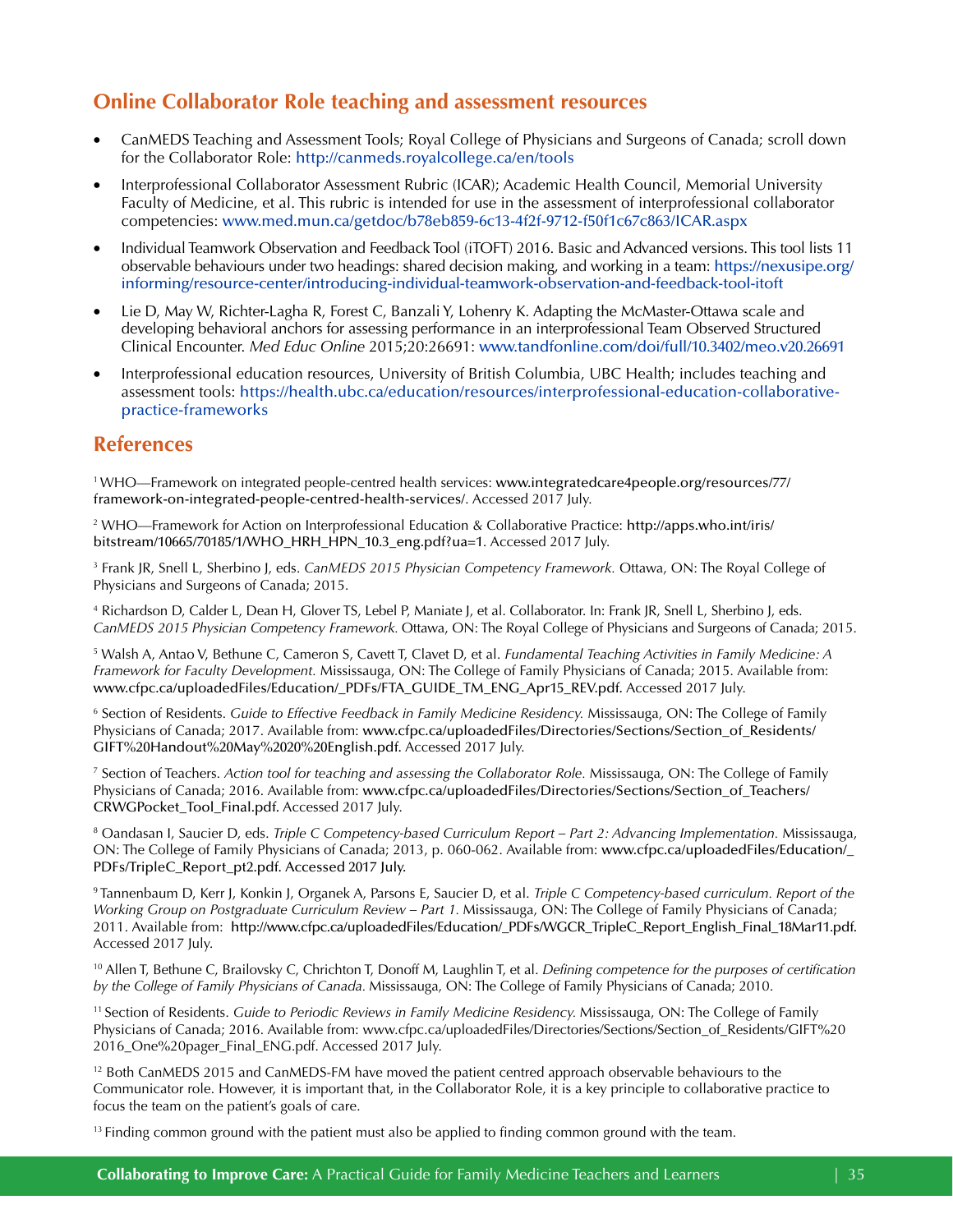## Online Collaborator Role teaching and assessment resources

- CanMEDS Teaching and Assessment Tools; Royal College of Physicians and Surgeons of Canada; scroll down for the Collaborator Role: http://canmeds.royalcollege.ca/en/tools
- Interprofessional Collaborator Assessment Rubric (ICAR); Academic Health Council, Memorial University Faculty of Medicine, et al. This rubric is intended for use in the assessment of interprofessional collaborator competencies: www.med.mun.ca/getdoc/b78eb859-6c13-4f2f-9712-f50f1c67c863/ICAR.aspx
- Individual Teamwork Observation and Feedback Tool (iTOFT) 2016. Basic and Advanced versions. This tool lists 11 observable behaviours under two headings: shared decision making, and working in a team: https://nexusipe.org/informing/resource-center/introducing-individual-teamwork-observation-and-feedback-tool-itoft
- Lie D, May W, Richter-Lagha R, Forest C, Banzali Y, Lohenry K. Adapting the McMaster-Ottawa scale and developing behavioral anchors for assessing performance in an interprofessional Team Observed Structured Clinical Encounter. *Med Educ Online* 2015;20:26691: www.tandfonline.com/doi/full/10.3402/meo.v20.26691
- Interprofessional education resources, University of British Columbia, UBC Health; includes teaching and assessment tools: https://health.ubc.ca/education/resources/interprofessional-education-collaborative-practice-frameworks

## References

[1] WHO—Framework on integrated people-centred health services: www.integratedcare4people.org/resources/77/framework-on-integrated-people-centred-health-services/. Accessed 2017 July.

[2] WHO—Framework for Action on Interprofessional Education & Collaborative Practice: http://apps.who.int/iris/bitstream/10665/70185/1/WHO_HRH_HPN_10.3_eng.pdf?ua=1. Accessed 2017 July.

[3] Frank JR, Snell L, Sherbino J, eds. *CanMEDS 2015 Physician Competency Framework.* Ottawa, ON: The Royal College of Physicians and Surgeons of Canada; 2015.

[4] Richardson D, Calder L, Dean H, Glover TS, Lebel P, Maniate J, et al. Collaborator. In: Frank JR, Snell L, Sherbino J, eds. *CanMEDS 2015 Physician Competency Framework.* Ottawa, ON: The Royal College of Physicians and Surgeons of Canada; 2015.

[5] Walsh A, Antao V, Bethune C, Cameron S, Cavett T, Clavet D, et al. *Fundamental Teaching Activities in Family Medicine: A Framework for Faculty Development.* Mississauga, ON: The College of Family Physicians of Canada; 2015. Available from: www.cfpc.ca/uploadedFiles/Education/_PDFs/FTA_GUIDE_TM_ENG_Apr15_REV.pdf. Accessed 2017 July.

[6] Section of Residents. *Guide to Effective Feedback in Family Medicine Residency.* Mississauga, ON: The College of Family Physicians of Canada; 2017. Available from: www.cfpc.ca/uploadedFiles/Directories/Sections/Section_of_Residents/GIFT%20Handout%20May%2020%20English.pdf. Accessed 2017 July.

[7] Section of Teachers. *Action tool for teaching and assessing the Collaborator Role.* Mississauga, ON: The College of Family Physicians of Canada; 2016. Available from: www.cfpc.ca/uploadedFiles/Directories/Sections/Section_of_Teachers/CRWGPocket_Tool_Final.pdf. Accessed 2017 July.

[8] Oandasan I, Saucier D, eds. *Triple C Competency-based Curriculum Report – Part 2: Advancing Implementation.* Mississauga, ON: The College of Family Physicians of Canada; 2013, p. 060-062. Available from: www.cfpc.ca/uploadedFiles/Education/_PDFs/TripleC_Report_pt2.pdf. Accessed 2017 July.

[9] Tannenbaum D, Kerr J, Konkin J, Organek A, Parsons E, Saucier D, et al. *Triple C Competency-based curriculum. Report of the Working Group on Postgraduate Curriculum Review – Part 1.* Mississauga, ON: The College of Family Physicians of Canada; 2011. Available from: http://www.cfpc.ca/uploadedFiles/Education/_PDFs/WGCR_TripleC_Report_English_Final_18Mar11.pdf. Accessed 2017 July.

[10] Allen T, Bethune C, Brailovsky C, Chrichton T, Donoff M, Laughlin T, et al. *Defining competence for the purposes of certification by the College of Family Physicians of Canada.* Mississauga, ON: The College of Family Physicians of Canada; 2010.

[11] Section of Residents. *Guide to Periodic Reviews in Family Medicine Residency.* Mississauga, ON: The College of Family Physicians of Canada; 2016. Available from: www.cfpc.ca/uploadedFiles/Directories/Sections/Section_of_Residents/GIFT%20 2016_One%20pager_Final_ENG.pdf. Accessed 2017 July.

[12] Both CanMEDS 2015 and CanMEDS-FM have moved the patient centred approach observable behaviours to the Communicator role. However, it is important that, in the Collaborator Role, it is a key principle to collaborative practice to focus the team on the patient's goals of care.

[13] Finding common ground with the patient must also be applied to finding common ground with the team.